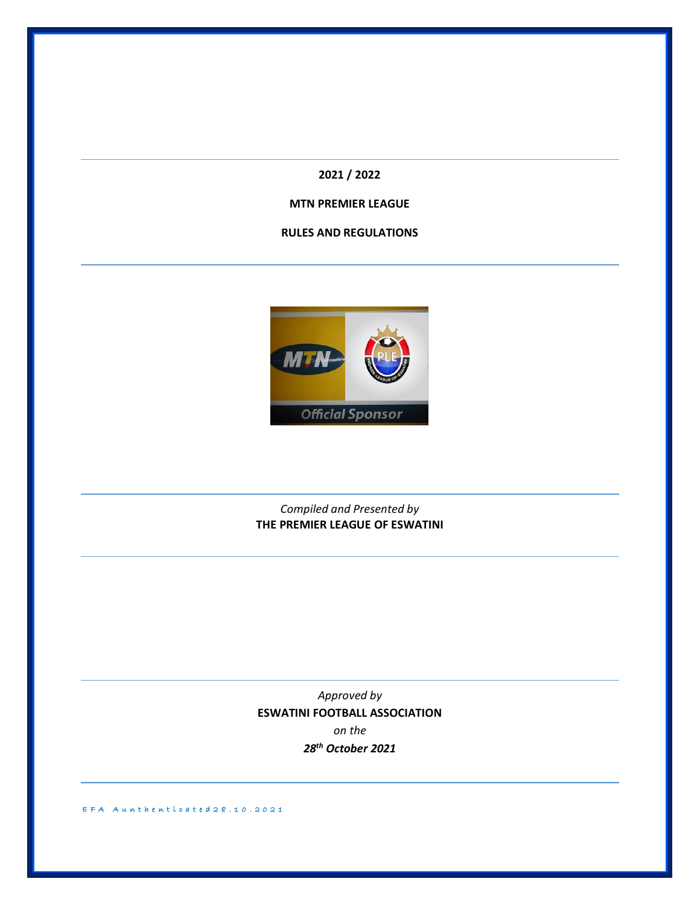**2021 / 2022**

**MTN PREMIER LEAGUE**

**RULES AND REGULATIONS**

*Compiled and Presented by*
**THE PREMIER LEAGUE OF ESWATINI**

*Approved by*
**ESWATINI FOOTBALL ASSOCIATION**
*on the*
***28th October 2021***

EFA Aunthenticated 28.10.2021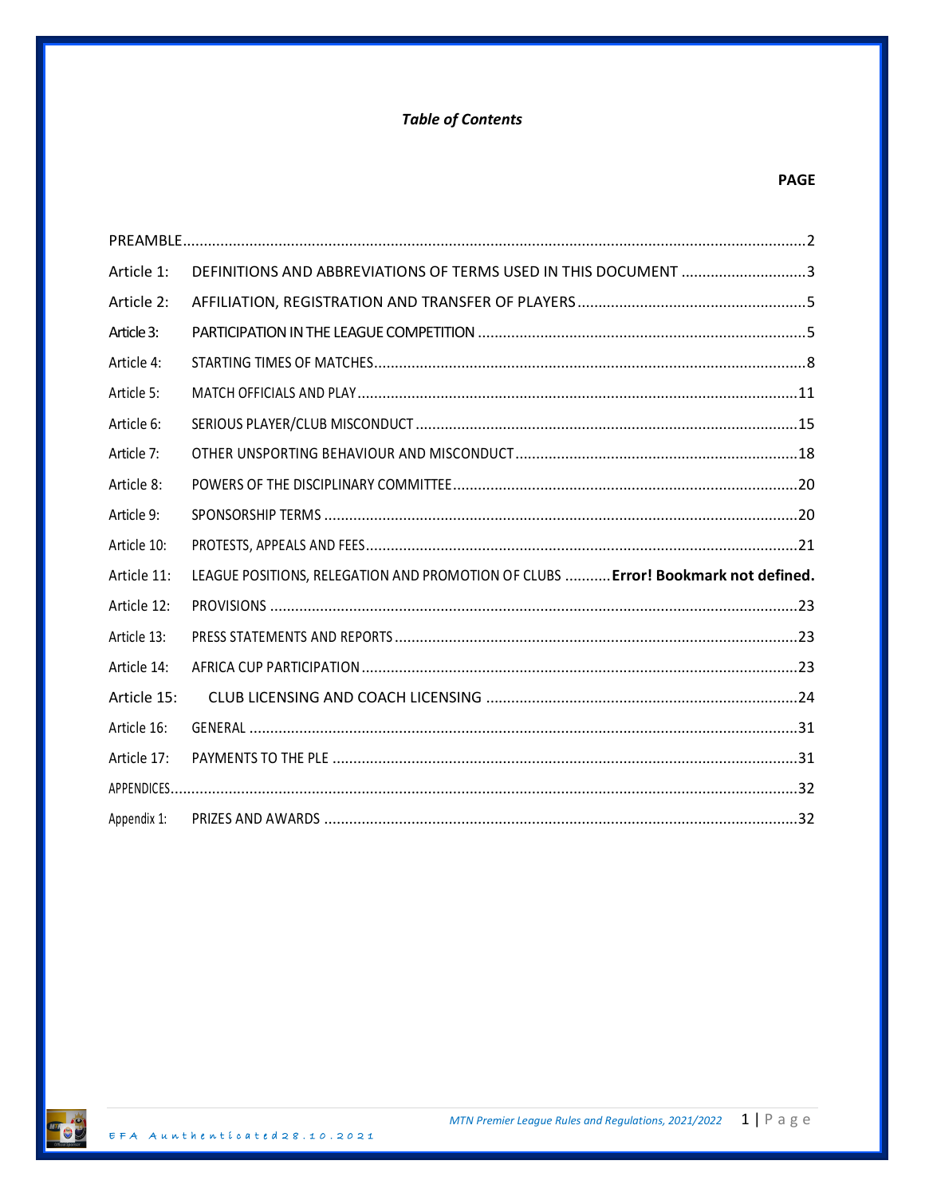*Table of Contents*

**PAGE**

| | | |
|---|---|---|
| PREAMBLE | | 2 |
| Article 1: | DEFINITIONS AND ABBREVIATIONS OF TERMS USED IN THIS DOCUMENT | 3 |
| Article 2: | AFFILIATION, REGISTRATION AND TRANSFER OF PLAYERS | 5 |
| Article 3: | PARTICIPATION IN THE LEAGUE COMPETITION | 5 |
| Article 4: | STARTING TIMES OF MATCHES | 8 |
| Article 5: | MATCH OFFICIALS AND PLAY | 11 |
| Article 6: | SERIOUS PLAYER/CLUB MISCONDUCT | 15 |
| Article 7: | OTHER UNSPORTING BEHAVIOUR AND MISCONDUCT | 18 |
| Article 8: | POWERS OF THE DISCIPLINARY COMMITTEE | 20 |
| Article 9: | SPONSORSHIP TERMS | 20 |
| Article 10: | PROTESTS, APPEALS AND FEES | 21 |
| Article 11: | LEAGUE POSITIONS, RELEGATION AND PROMOTION OF CLUBS | **Error! Bookmark not defined.** |
| Article 12: | PROVISIONS | 23 |
| Article 13: | PRESS STATEMENTS AND REPORTS | 23 |
| Article 14: | AFRICA CUP PARTICIPATION | 23 |
| Article 15: | CLUB LICENSING AND COACH LICENSING | 24 |
| Article 16: | GENERAL | 31 |
| Article 17: | PAYMENTS TO THE PLE | 31 |
| APPENDICES | | 32 |
| Appendix 1: | PRIZES AND AWARDS | 32 |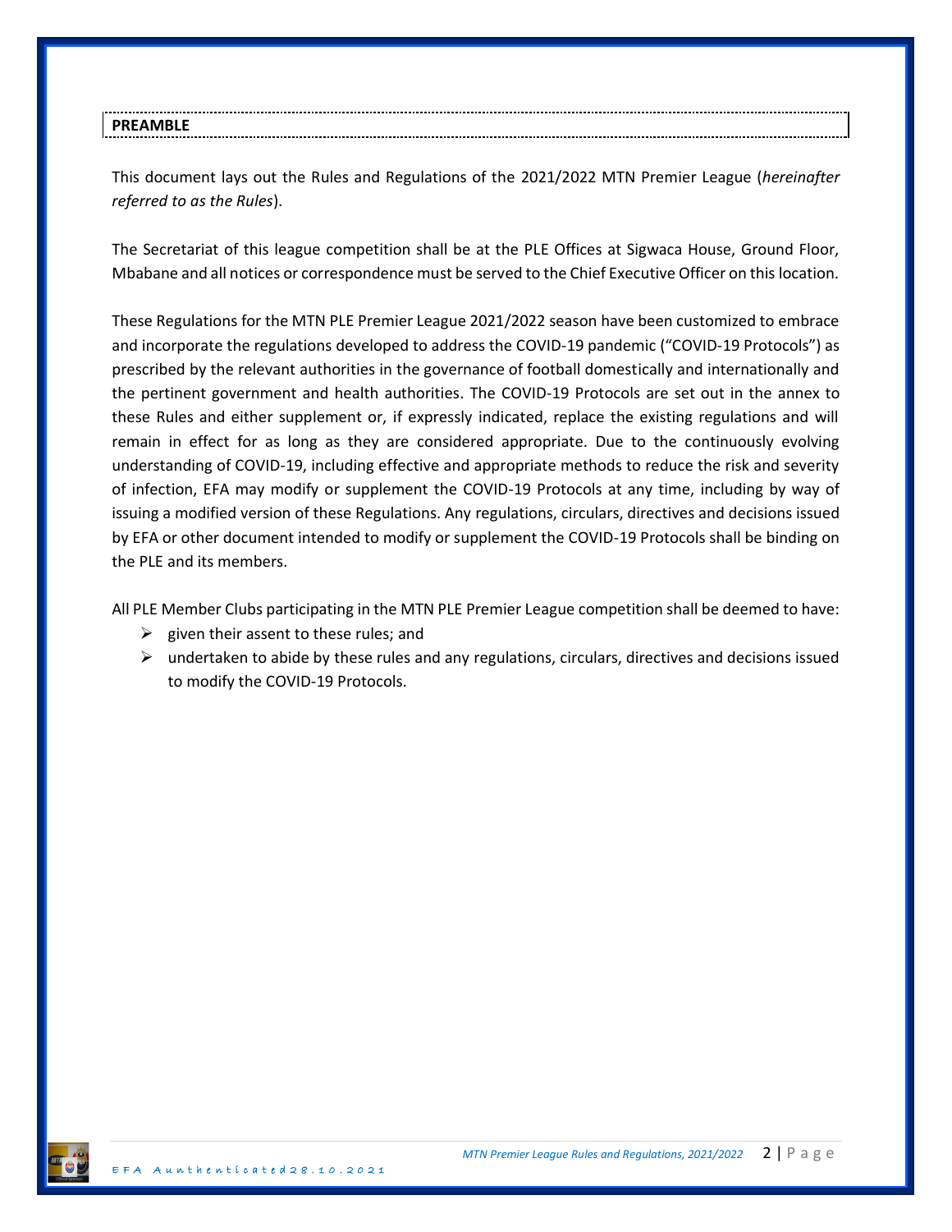## PREAMBLE

This document lays out the Rules and Regulations of the 2021/2022 MTN Premier League (*hereinafter referred to as the Rules*).

The Secretariat of this league competition shall be at the PLE Offices at Sigwaca House, Ground Floor, Mbabane and all notices or correspondence must be served to the Chief Executive Officer on this location.

These Regulations for the MTN PLE Premier League 2021/2022 season have been customized to embrace and incorporate the regulations developed to address the COVID-19 pandemic ("COVID-19 Protocols") as prescribed by the relevant authorities in the governance of football domestically and internationally and the pertinent government and health authorities. The COVID-19 Protocols are set out in the annex to these Rules and either supplement or, if expressly indicated, replace the existing regulations and will remain in effect for as long as they are considered appropriate. Due to the continuously evolving understanding of COVID-19, including effective and appropriate methods to reduce the risk and severity of infection, EFA may modify or supplement the COVID-19 Protocols at any time, including by way of issuing a modified version of these Regulations. Any regulations, circulars, directives and decisions issued by EFA or other document intended to modify or supplement the COVID-19 Protocols shall be binding on the PLE and its members.

All PLE Member Clubs participating in the MTN PLE Premier League competition shall be deemed to have:

- given their assent to these rules; and
- undertaken to abide by these rules and any regulations, circulars, directives and decisions issued to modify the COVID-19 Protocols.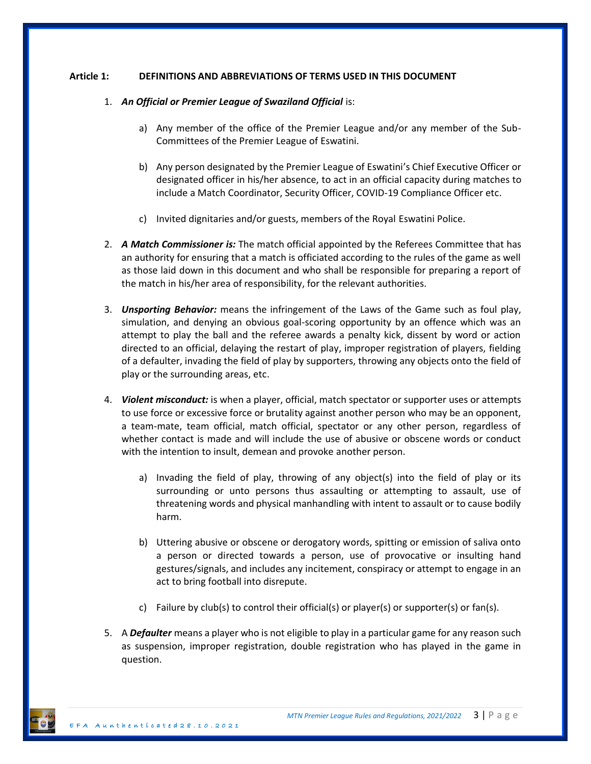**Article 1: DEFINITIONS AND ABBREVIATIONS OF TERMS USED IN THIS DOCUMENT**

1. ***An Official or Premier League of Swaziland Official*** is:

   a) Any member of the office of the Premier League and/or any member of the Sub-Committees of the Premier League of Eswatini.

   b) Any person designated by the Premier League of Eswatini's Chief Executive Officer or designated officer in his/her absence, to act in an official capacity during matches to include a Match Coordinator, Security Officer, COVID-19 Compliance Officer etc.

   c) Invited dignitaries and/or guests, members of the Royal Eswatini Police.

2. ***A Match Commissioner is:*** The match official appointed by the Referees Committee that has an authority for ensuring that a match is officiated according to the rules of the game as well as those laid down in this document and who shall be responsible for preparing a report of the match in his/her area of responsibility, for the relevant authorities.

3. ***Unsporting Behavior:*** means the infringement of the Laws of the Game such as foul play, simulation, and denying an obvious goal-scoring opportunity by an offence which was an attempt to play the ball and the referee awards a penalty kick, dissent by word or action directed to an official, delaying the restart of play, improper registration of players, fielding of a defaulter, invading the field of play by supporters, throwing any objects onto the field of play or the surrounding areas, etc.

4. ***Violent misconduct:*** is when a player, official, match spectator or supporter uses or attempts to use force or excessive force or brutality against another person who may be an opponent, a team-mate, team official, match official, spectator or any other person, regardless of whether contact is made and will include the use of abusive or obscene words or conduct with the intention to insult, demean and provoke another person.

   a) Invading the field of play, throwing of any object(s) into the field of play or its surrounding or unto persons thus assaulting or attempting to assault, use of threatening words and physical manhandling with intent to assault or to cause bodily harm.

   b) Uttering abusive or obscene or derogatory words, spitting or emission of saliva onto a person or directed towards a person, use of provocative or insulting hand gestures/signals, and includes any incitement, conspiracy or attempt to engage in an act to bring football into disrepute.

   c) Failure by club(s) to control their official(s) or player(s) or supporter(s) or fan(s).

5. A ***Defaulter*** means a player who is not eligible to play in a particular game for any reason such as suspension, improper registration, double registration who has played in the game in question.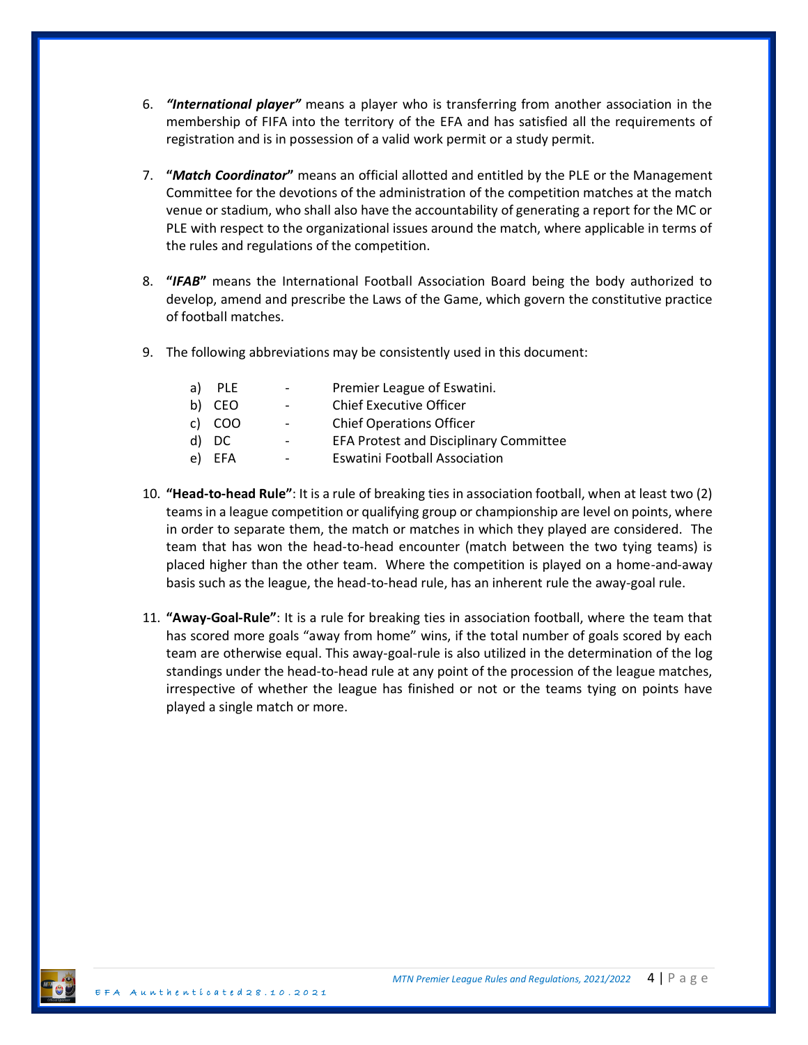6. ***"International player"*** means a player who is transferring from another association in the membership of FIFA into the territory of the EFA and has satisfied all the requirements of registration and is in possession of a valid work permit or a study permit.

7. **"*Match Coordinator*"** means an official allotted and entitled by the PLE or the Management Committee for the devotions of the administration of the competition matches at the match venue or stadium, who shall also have the accountability of generating a report for the MC or PLE with respect to the organizational issues around the match, where applicable in terms of the rules and regulations of the competition.

8. **"*IFAB*"** means the International Football Association Board being the body authorized to develop, amend and prescribe the Laws of the Game, which govern the constitutive practice of football matches.

9. The following abbreviations may be consistently used in this document:

   a) PLE - Premier League of Eswatini.
   b) CEO - Chief Executive Officer
   c) COO - Chief Operations Officer
   d) DC - EFA Protest and Disciplinary Committee
   e) EFA - Eswatini Football Association

10. **"Head-to-head Rule"**: It is a rule of breaking ties in association football, when at least two (2) teams in a league competition or qualifying group or championship are level on points, where in order to separate them, the match or matches in which they played are considered. The team that has won the head-to-head encounter (match between the two tying teams) is placed higher than the other team. Where the competition is played on a home-and-away basis such as the league, the head-to-head rule, has an inherent rule the away-goal rule.

11. **"Away-Goal-Rule"**: It is a rule for breaking ties in association football, where the team that has scored more goals "away from home" wins, if the total number of goals scored by each team are otherwise equal. This away-goal-rule is also utilized in the determination of the log standings under the head-to-head rule at any point of the procession of the league matches, irrespective of whether the league has finished or not or the teams tying on points have played a single match or more.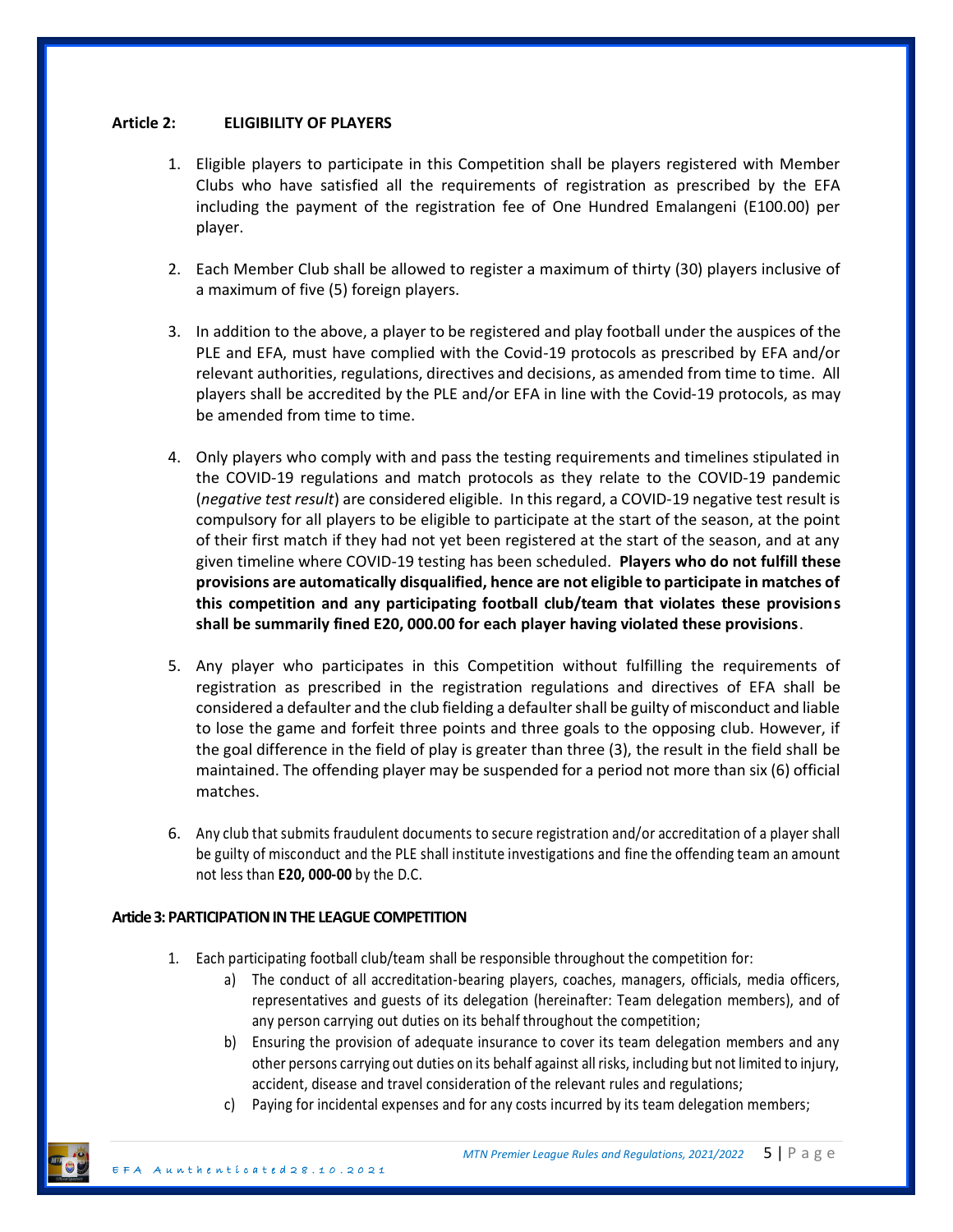## Article 2: ELIGIBILITY OF PLAYERS

1. Eligible players to participate in this Competition shall be players registered with Member Clubs who have satisfied all the requirements of registration as prescribed by the EFA including the payment of the registration fee of One Hundred Emalangeni (E100.00) per player.

2. Each Member Club shall be allowed to register a maximum of thirty (30) players inclusive of a maximum of five (5) foreign players.

3. In addition to the above, a player to be registered and play football under the auspices of the PLE and EFA, must have complied with the Covid-19 protocols as prescribed by EFA and/or relevant authorities, regulations, directives and decisions, as amended from time to time. All players shall be accredited by the PLE and/or EFA in line with the Covid-19 protocols, as may be amended from time to time.

4. Only players who comply with and pass the testing requirements and timelines stipulated in the COVID-19 regulations and match protocols as they relate to the COVID-19 pandemic (*negative test result*) are considered eligible. In this regard, a COVID-19 negative test result is compulsory for all players to be eligible to participate at the start of the season, at the point of their first match if they had not yet been registered at the start of the season, and at any given timeline where COVID-19 testing has been scheduled. **Players who do not fulfill these provisions are automatically disqualified, hence are not eligible to participate in matches of this competition and any participating football club/team that violates these provisions shall be summarily fined E20, 000.00 for each player having violated these provisions**.

5. Any player who participates in this Competition without fulfilling the requirements of registration as prescribed in the registration regulations and directives of EFA shall be considered a defaulter and the club fielding a defaulter shall be guilty of misconduct and liable to lose the game and forfeit three points and three goals to the opposing club. However, if the goal difference in the field of play is greater than three (3), the result in the field shall be maintained. The offending player may be suspended for a period not more than six (6) official matches.

6. Any club that submits fraudulent documents to secure registration and/or accreditation of a player shall be guilty of misconduct and the PLE shall institute investigations and fine the offending team an amount not less than **E20, 000-00** by the D.C.

## Article 3: PARTICIPATION IN THE LEAGUE COMPETITION

1. Each participating football club/team shall be responsible throughout the competition for:
   a) The conduct of all accreditation-bearing players, coaches, managers, officials, media officers, representatives and guests of its delegation (hereinafter: Team delegation members), and of any person carrying out duties on its behalf throughout the competition;
   b) Ensuring the provision of adequate insurance to cover its team delegation members and any other persons carrying out duties on its behalf against all risks, including but not limited to injury, accident, disease and travel consideration of the relevant rules and regulations;
   c) Paying for incidental expenses and for any costs incurred by its team delegation members;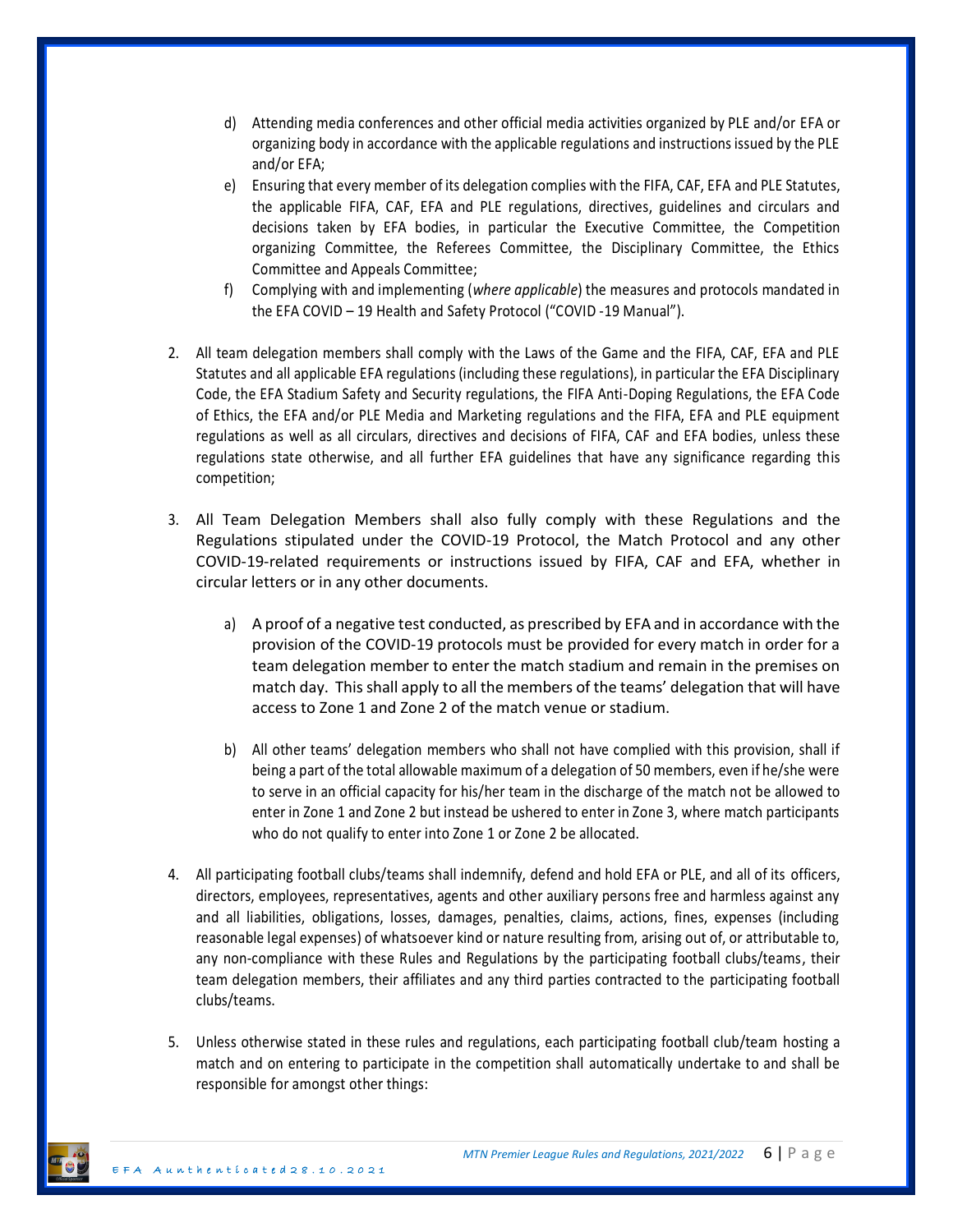d) Attending media conferences and other official media activities organized by PLE and/or EFA or organizing body in accordance with the applicable regulations and instructions issued by the PLE and/or EFA;

e) Ensuring that every member of its delegation complies with the FIFA, CAF, EFA and PLE Statutes, the applicable FIFA, CAF, EFA and PLE regulations, directives, guidelines and circulars and decisions taken by EFA bodies, in particular the Executive Committee, the Competition organizing Committee, the Referees Committee, the Disciplinary Committee, the Ethics Committee and Appeals Committee;

f) Complying with and implementing (*where applicable*) the measures and protocols mandated in the EFA COVID – 19 Health and Safety Protocol ("COVID -19 Manual").

2. All team delegation members shall comply with the Laws of the Game and the FIFA, CAF, EFA and PLE Statutes and all applicable EFA regulations (including these regulations), in particular the EFA Disciplinary Code, the EFA Stadium Safety and Security regulations, the FIFA Anti-Doping Regulations, the EFA Code of Ethics, the EFA and/or PLE Media and Marketing regulations and the FIFA, EFA and PLE equipment regulations as well as all circulars, directives and decisions of FIFA, CAF and EFA bodies, unless these regulations state otherwise, and all further EFA guidelines that have any significance regarding this competition;

3. All Team Delegation Members shall also fully comply with these Regulations and the Regulations stipulated under the COVID-19 Protocol, the Match Protocol and any other COVID-19-related requirements or instructions issued by FIFA, CAF and EFA, whether in circular letters or in any other documents.

   a) A proof of a negative test conducted, as prescribed by EFA and in accordance with the provision of the COVID-19 protocols must be provided for every match in order for a team delegation member to enter the match stadium and remain in the premises on match day. This shall apply to all the members of the teams' delegation that will have access to Zone 1 and Zone 2 of the match venue or stadium.

   b) All other teams' delegation members who shall not have complied with this provision, shall if being a part of the total allowable maximum of a delegation of 50 members, even if he/she were to serve in an official capacity for his/her team in the discharge of the match not be allowed to enter in Zone 1 and Zone 2 but instead be ushered to enter in Zone 3, where match participants who do not qualify to enter into Zone 1 or Zone 2 be allocated.

4. All participating football clubs/teams shall indemnify, defend and hold EFA or PLE, and all of its officers, directors, employees, representatives, agents and other auxiliary persons free and harmless against any and all liabilities, obligations, losses, damages, penalties, claims, actions, fines, expenses (including reasonable legal expenses) of whatsoever kind or nature resulting from, arising out of, or attributable to, any non-compliance with these Rules and Regulations by the participating football clubs/teams, their team delegation members, their affiliates and any third parties contracted to the participating football clubs/teams.

5. Unless otherwise stated in these rules and regulations, each participating football club/team hosting a match and on entering to participate in the competition shall automatically undertake to and shall be responsible for amongst other things: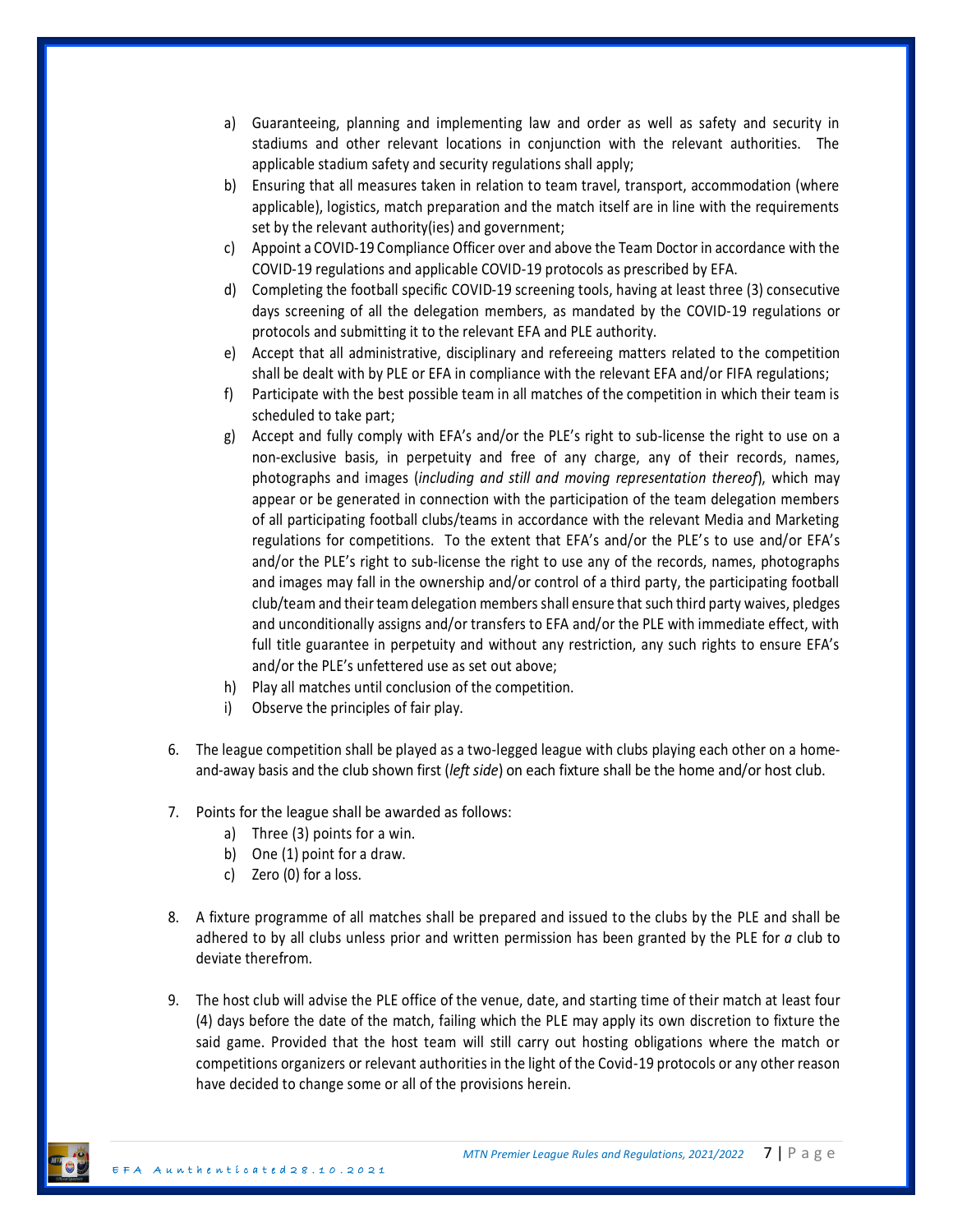a) Guaranteeing, planning and implementing law and order as well as safety and security in stadiums and other relevant locations in conjunction with the relevant authorities. The applicable stadium safety and security regulations shall apply;
b) Ensuring that all measures taken in relation to team travel, transport, accommodation (where applicable), logistics, match preparation and the match itself are in line with the requirements set by the relevant authority(ies) and government;
c) Appoint a COVID-19 Compliance Officer over and above the Team Doctor in accordance with the COVID-19 regulations and applicable COVID-19 protocols as prescribed by EFA.
d) Completing the football specific COVID-19 screening tools, having at least three (3) consecutive days screening of all the delegation members, as mandated by the COVID-19 regulations or protocols and submitting it to the relevant EFA and PLE authority.
e) Accept that all administrative, disciplinary and refereeing matters related to the competition shall be dealt with by PLE or EFA in compliance with the relevant EFA and/or FIFA regulations;
f) Participate with the best possible team in all matches of the competition in which their team is scheduled to take part;
g) Accept and fully comply with EFA's and/or the PLE's right to sub-license the right to use on a non-exclusive basis, in perpetuity and free of any charge, any of their records, names, photographs and images (*including and still and moving representation thereof*), which may appear or be generated in connection with the participation of the team delegation members of all participating football clubs/teams in accordance with the relevant Media and Marketing regulations for competitions. To the extent that EFA's and/or the PLE's to use and/or EFA's and/or the PLE's right to sub-license the right to use any of the records, names, photographs and images may fall in the ownership and/or control of a third party, the participating football club/team and their team delegation members shall ensure that such third party waives, pledges and unconditionally assigns and/or transfers to EFA and/or the PLE with immediate effect, with full title guarantee in perpetuity and without any restriction, any such rights to ensure EFA's and/or the PLE's unfettered use as set out above;
h) Play all matches until conclusion of the competition.
i) Observe the principles of fair play.

6. The league competition shall be played as a two-legged league with clubs playing each other on a home-and-away basis and the club shown first (*left side*) on each fixture shall be the home and/or host club.

7. Points for the league shall be awarded as follows:
   a) Three (3) points for a win.
   b) One (1) point for a draw.
   c) Zero (0) for a loss.

8. A fixture programme of all matches shall be prepared and issued to the clubs by the PLE and shall be adhered to by all clubs unless prior and written permission has been granted by the PLE for *a* club to deviate therefrom.

9. The host club will advise the PLE office of the venue, date, and starting time of their match at least four (4) days before the date of the match, failing which the PLE may apply its own discretion to fixture the said game. Provided that the host team will still carry out hosting obligations where the match or competitions organizers or relevant authorities in the light of the Covid-19 protocols or any other reason have decided to change some or all of the provisions herein.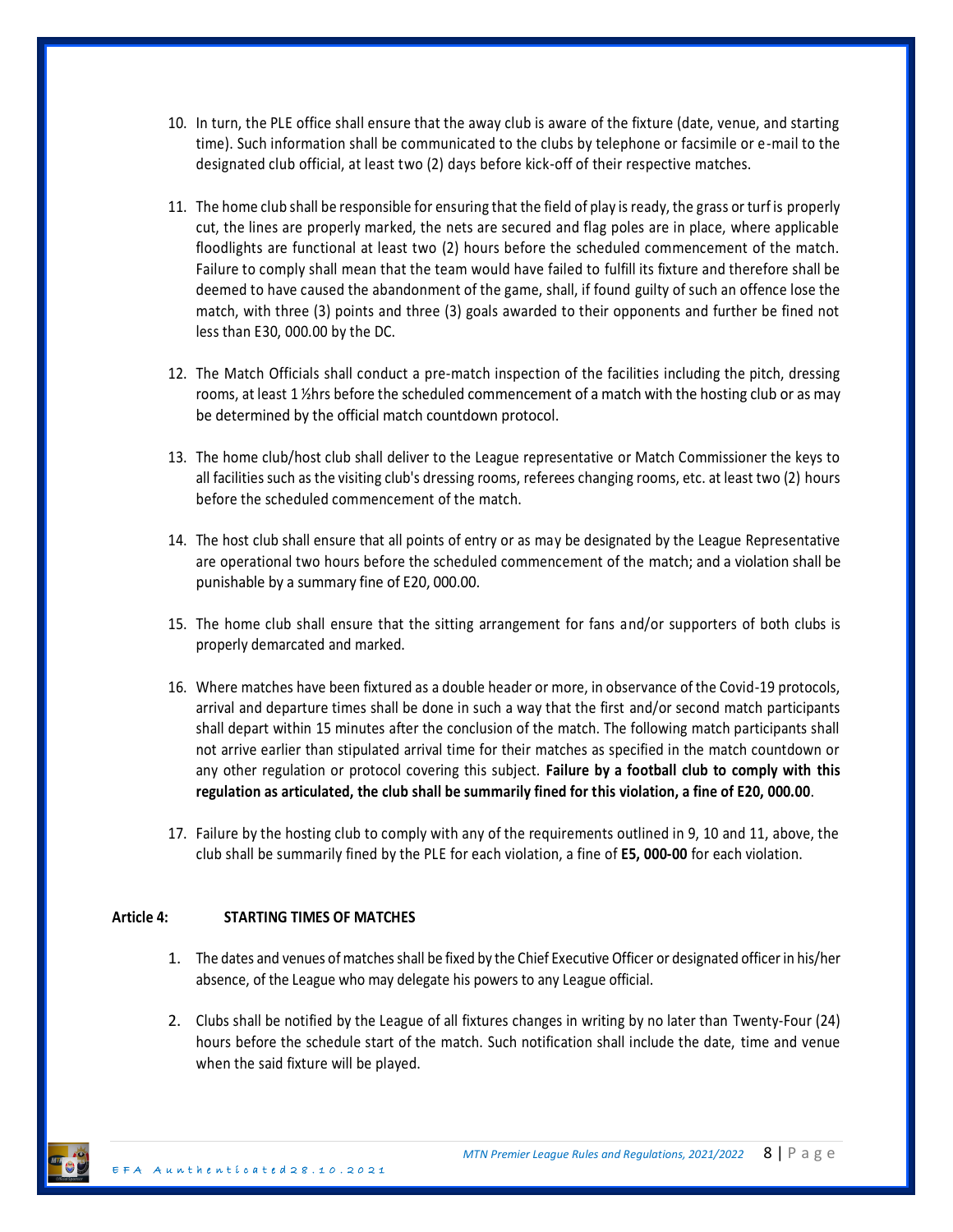10. In turn, the PLE office shall ensure that the away club is aware of the fixture (date, venue, and starting time). Such information shall be communicated to the clubs by telephone or facsimile or e-mail to the designated club official, at least two (2) days before kick-off of their respective matches.

11. The home club shall be responsible for ensuring that the field of play is ready, the grass or turf is properly cut, the lines are properly marked, the nets are secured and flag poles are in place, where applicable floodlights are functional at least two (2) hours before the scheduled commencement of the match. Failure to comply shall mean that the team would have failed to fulfill its fixture and therefore shall be deemed to have caused the abandonment of the game, shall, if found guilty of such an offence lose the match, with three (3) points and three (3) goals awarded to their opponents and further be fined not less than E30, 000.00 by the DC.

12. The Match Officials shall conduct a pre-match inspection of the facilities including the pitch, dressing rooms, at least 1 ½hrs before the scheduled commencement of a match with the hosting club or as may be determined by the official match countdown protocol.

13. The home club/host club shall deliver to the League representative or Match Commissioner the keys to all facilities such as the visiting club's dressing rooms, referees changing rooms, etc. at least two (2) hours before the scheduled commencement of the match.

14. The host club shall ensure that all points of entry or as may be designated by the League Representative are operational two hours before the scheduled commencement of the match; and a violation shall be punishable by a summary fine of E20, 000.00.

15. The home club shall ensure that the sitting arrangement for fans and/or supporters of both clubs is properly demarcated and marked.

16. Where matches have been fixtured as a double header or more, in observance of the Covid-19 protocols, arrival and departure times shall be done in such a way that the first and/or second match participants shall depart within 15 minutes after the conclusion of the match. The following match participants shall not arrive earlier than stipulated arrival time for their matches as specified in the match countdown or any other regulation or protocol covering this subject. **Failure by a football club to comply with this regulation as articulated, the club shall be summarily fined for this violation, a fine of E20, 000.00**.

17. Failure by the hosting club to comply with any of the requirements outlined in 9, 10 and 11, above, the club shall be summarily fined by the PLE for each violation, a fine of **E5, 000-00** for each violation.

**Article 4: STARTING TIMES OF MATCHES**

1. The dates and venues of matches shall be fixed by the Chief Executive Officer or designated officer in his/her absence, of the League who may delegate his powers to any League official.

2. Clubs shall be notified by the League of all fixtures changes in writing by no later than Twenty-Four (24) hours before the schedule start of the match. Such notification shall include the date, time and venue when the said fixture will be played.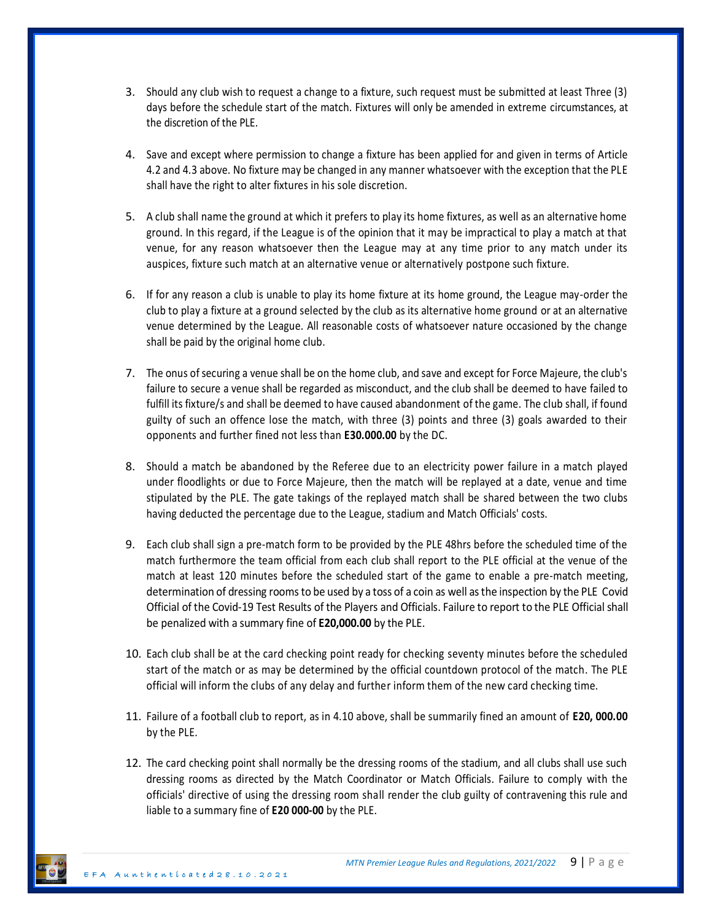3. Should any club wish to request a change to a fixture, such request must be submitted at least Three (3) days before the schedule start of the match. Fixtures will only be amended in extreme circumstances, at the discretion of the PLE.

4. Save and except where permission to change a fixture has been applied for and given in terms of Article 4.2 and 4.3 above. No fixture may be changed in any manner whatsoever with the exception that the PLE shall have the right to alter fixtures in his sole discretion.

5. A club shall name the ground at which it prefers to play its home fixtures, as well as an alternative home ground. In this regard, if the League is of the opinion that it may be impractical to play a match at that venue, for any reason whatsoever then the League may at any time prior to any match under its auspices, fixture such match at an alternative venue or alternatively postpone such fixture.

6. If for any reason a club is unable to play its home fixture at its home ground, the League may-order the club to play a fixture at a ground selected by the club as its alternative home ground or at an alternative venue determined by the League. All reasonable costs of whatsoever nature occasioned by the change shall be paid by the original home club.

7. The onus of securing a venue shall be on the home club, and save and except for Force Majeure, the club's failure to secure a venue shall be regarded as misconduct, and the club shall be deemed to have failed to fulfill its fixture/s and shall be deemed to have caused abandonment of the game. The club shall, if found guilty of such an offence lose the match, with three (3) points and three (3) goals awarded to their opponents and further fined not less than **E30.000.00** by the DC.

8. Should a match be abandoned by the Referee due to an electricity power failure in a match played under floodlights or due to Force Majeure, then the match will be replayed at a date, venue and time stipulated by the PLE. The gate takings of the replayed match shall be shared between the two clubs having deducted the percentage due to the League, stadium and Match Officials' costs.

9. Each club shall sign a pre-match form to be provided by the PLE 48hrs before the scheduled time of the match furthermore the team official from each club shall report to the PLE official at the venue of the match at least 120 minutes before the scheduled start of the game to enable a pre-match meeting, determination of dressing rooms to be used by a toss of a coin as well as the inspection by the PLE Covid Official of the Covid-19 Test Results of the Players and Officials. Failure to report to the PLE Official shall be penalized with a summary fine of **E20,000.00** by the PLE.

10. Each club shall be at the card checking point ready for checking seventy minutes before the scheduled start of the match or as may be determined by the official countdown protocol of the match. The PLE official will inform the clubs of any delay and further inform them of the new card checking time.

11. Failure of a football club to report, as in 4.10 above, shall be summarily fined an amount of **E20, 000.00** by the PLE.

12. The card checking point shall normally be the dressing rooms of the stadium, and all clubs shall use such dressing rooms as directed by the Match Coordinator or Match Officials. Failure to comply with the officials' directive of using the dressing room shall render the club guilty of contravening this rule and liable to a summary fine of **E20 000-00** by the PLE.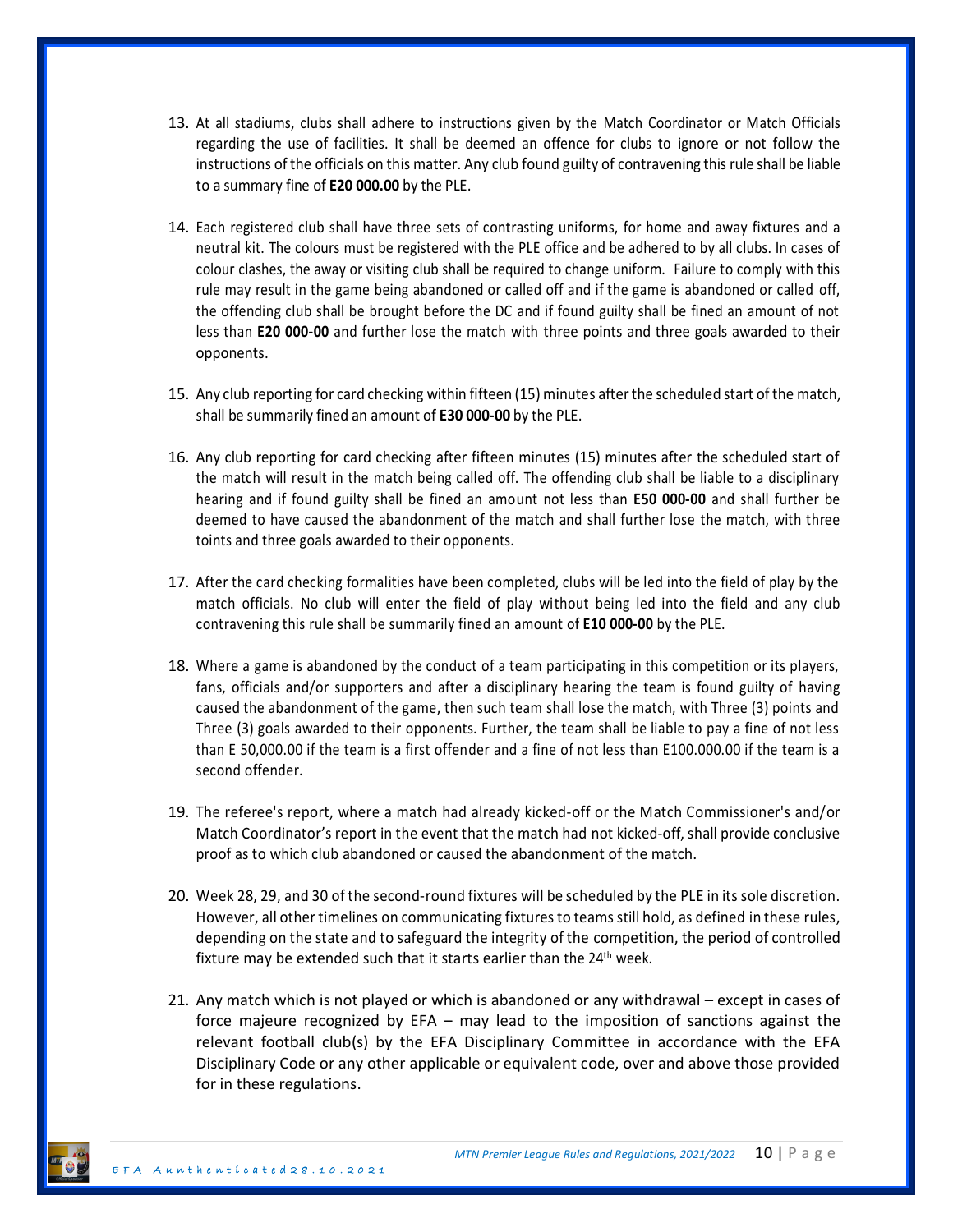13. At all stadiums, clubs shall adhere to instructions given by the Match Coordinator or Match Officials regarding the use of facilities. It shall be deemed an offence for clubs to ignore or not follow the instructions of the officials on this matter. Any club found guilty of contravening this rule shall be liable to a summary fine of **E20 000.00** by the PLE.

14. Each registered club shall have three sets of contrasting uniforms, for home and away fixtures and a neutral kit. The colours must be registered with the PLE office and be adhered to by all clubs. In cases of colour clashes, the away or visiting club shall be required to change uniform. Failure to comply with this rule may result in the game being abandoned or called off and if the game is abandoned or called off, the offending club shall be brought before the DC and if found guilty shall be fined an amount of not less than **E20 000-00** and further lose the match with three points and three goals awarded to their opponents.

15. Any club reporting for card checking within fifteen (15) minutes after the scheduled start of the match, shall be summarily fined an amount of **E30 000-00** by the PLE.

16. Any club reporting for card checking after fifteen minutes (15) minutes after the scheduled start of the match will result in the match being called off. The offending club shall be liable to a disciplinary hearing and if found guilty shall be fined an amount not less than **E50 000-00** and shall further be deemed to have caused the abandonment of the match and shall further lose the match, with three toints and three goals awarded to their opponents.

17. After the card checking formalities have been completed, clubs will be led into the field of play by the match officials. No club will enter the field of play without being led into the field and any club contravening this rule shall be summarily fined an amount of **E10 000-00** by the PLE.

18. Where a game is abandoned by the conduct of a team participating in this competition or its players, fans, officials and/or supporters and after a disciplinary hearing the team is found guilty of having caused the abandonment of the game, then such team shall lose the match, with Three (3) points and Three (3) goals awarded to their opponents. Further, the team shall be liable to pay a fine of not less than E 50,000.00 if the team is a first offender and a fine of not less than E100.000.00 if the team is a second offender.

19. The referee's report, where a match had already kicked-off or the Match Commissioner's and/or Match Coordinator's report in the event that the match had not kicked-off, shall provide conclusive proof as to which club abandoned or caused the abandonment of the match.

20. Week 28, 29, and 30 of the second-round fixtures will be scheduled by the PLE in its sole discretion. However, all other timelines on communicating fixtures to teams still hold, as defined in these rules, depending on the state and to safeguard the integrity of the competition, the period of controlled fixture may be extended such that it starts earlier than the 24th week.

21. Any match which is not played or which is abandoned or any withdrawal – except in cases of force majeure recognized by EFA – may lead to the imposition of sanctions against the relevant football club(s) by the EFA Disciplinary Committee in accordance with the EFA Disciplinary Code or any other applicable or equivalent code, over and above those provided for in these regulations.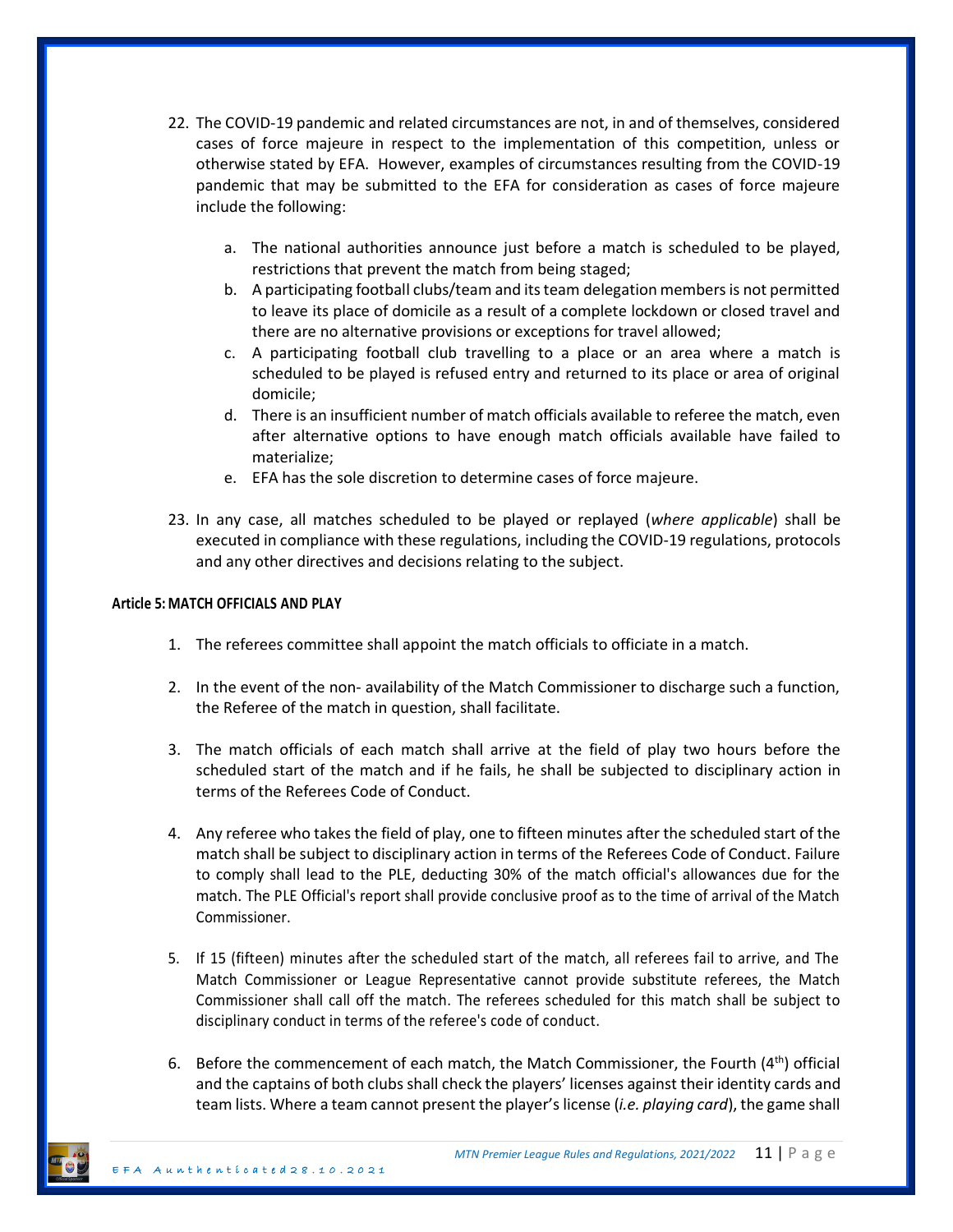22. The COVID-19 pandemic and related circumstances are not, in and of themselves, considered cases of force majeure in respect to the implementation of this competition, unless or otherwise stated by EFA. However, examples of circumstances resulting from the COVID-19 pandemic that may be submitted to the EFA for consideration as cases of force majeure include the following:

    a. The national authorities announce just before a match is scheduled to be played, restrictions that prevent the match from being staged;
    b. A participating football clubs/team and its team delegation members is not permitted to leave its place of domicile as a result of a complete lockdown or closed travel and there are no alternative provisions or exceptions for travel allowed;
    c. A participating football club travelling to a place or an area where a match is scheduled to be played is refused entry and returned to its place or area of original domicile;
    d. There is an insufficient number of match officials available to referee the match, even after alternative options to have enough match officials available have failed to materialize;
    e. EFA has the sole discretion to determine cases of force majeure.

23. In any case, all matches scheduled to be played or replayed (*where applicable*) shall be executed in compliance with these regulations, including the COVID-19 regulations, protocols and any other directives and decisions relating to the subject.

**Article 5: MATCH OFFICIALS AND PLAY**

1. The referees committee shall appoint the match officials to officiate in a match.

2. In the event of the non- availability of the Match Commissioner to discharge such a function, the Referee of the match in question, shall facilitate.

3. The match officials of each match shall arrive at the field of play two hours before the scheduled start of the match and if he fails, he shall be subjected to disciplinary action in terms of the Referees Code of Conduct.

4. Any referee who takes the field of play, one to fifteen minutes after the scheduled start of the match shall be subject to disciplinary action in terms of the Referees Code of Conduct. Failure to comply shall lead to the PLE, deducting 30% of the match official's allowances due for the match. The PLE Official's report shall provide conclusive proof as to the time of arrival of the Match Commissioner.

5. If 15 (fifteen) minutes after the scheduled start of the match, all referees fail to arrive, and The Match Commissioner or League Representative cannot provide substitute referees, the Match Commissioner shall call off the match. The referees scheduled for this match shall be subject to disciplinary conduct in terms of the referee's code of conduct.

6. Before the commencement of each match, the Match Commissioner, the Fourth (4th) official and the captains of both clubs shall check the players' licenses against their identity cards and team lists. Where a team cannot present the player's license (*i.e. playing card*), the game shall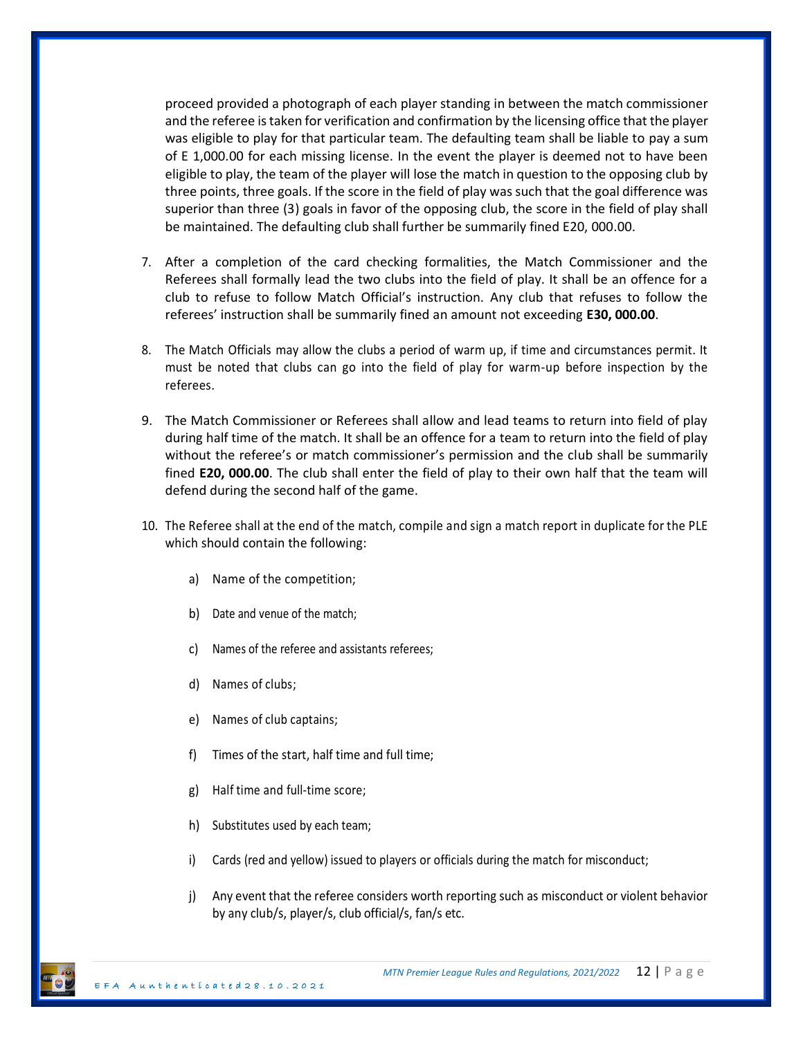proceed provided a photograph of each player standing in between the match commissioner and the referee is taken for verification and confirmation by the licensing office that the player was eligible to play for that particular team. The defaulting team shall be liable to pay a sum of E 1,000.00 for each missing license. In the event the player is deemed not to have been eligible to play, the team of the player will lose the match in question to the opposing club by three points, three goals. If the score in the field of play was such that the goal difference was superior than three (3) goals in favor of the opposing club, the score in the field of play shall be maintained. The defaulting club shall further be summarily fined E20, 000.00.

7. After a completion of the card checking formalities, the Match Commissioner and the Referees shall formally lead the two clubs into the field of play. It shall be an offence for a club to refuse to follow Match Official's instruction. Any club that refuses to follow the referees' instruction shall be summarily fined an amount not exceeding **E30, 000.00**.

8. The Match Officials may allow the clubs a period of warm up, if time and circumstances permit. It must be noted that clubs can go into the field of play for warm-up before inspection by the referees.

9. The Match Commissioner or Referees shall allow and lead teams to return into field of play during half time of the match. It shall be an offence for a team to return into the field of play without the referee's or match commissioner's permission and the club shall be summarily fined **E20, 000.00**. The club shall enter the field of play to their own half that the team will defend during the second half of the game.

10. The Referee shall at the end of the match, compile and sign a match report in duplicate for the PLE which should contain the following:

    a) Name of the competition;

    b) Date and venue of the match;

    c) Names of the referee and assistants referees;

    d) Names of clubs;

    e) Names of club captains;

    f) Times of the start, half time and full time;

    g) Half time and full-time score;

    h) Substitutes used by each team;

    i) Cards (red and yellow) issued to players or officials during the match for misconduct;

    j) Any event that the referee considers worth reporting such as misconduct or violent behavior by any club/s, player/s, club official/s, fan/s etc.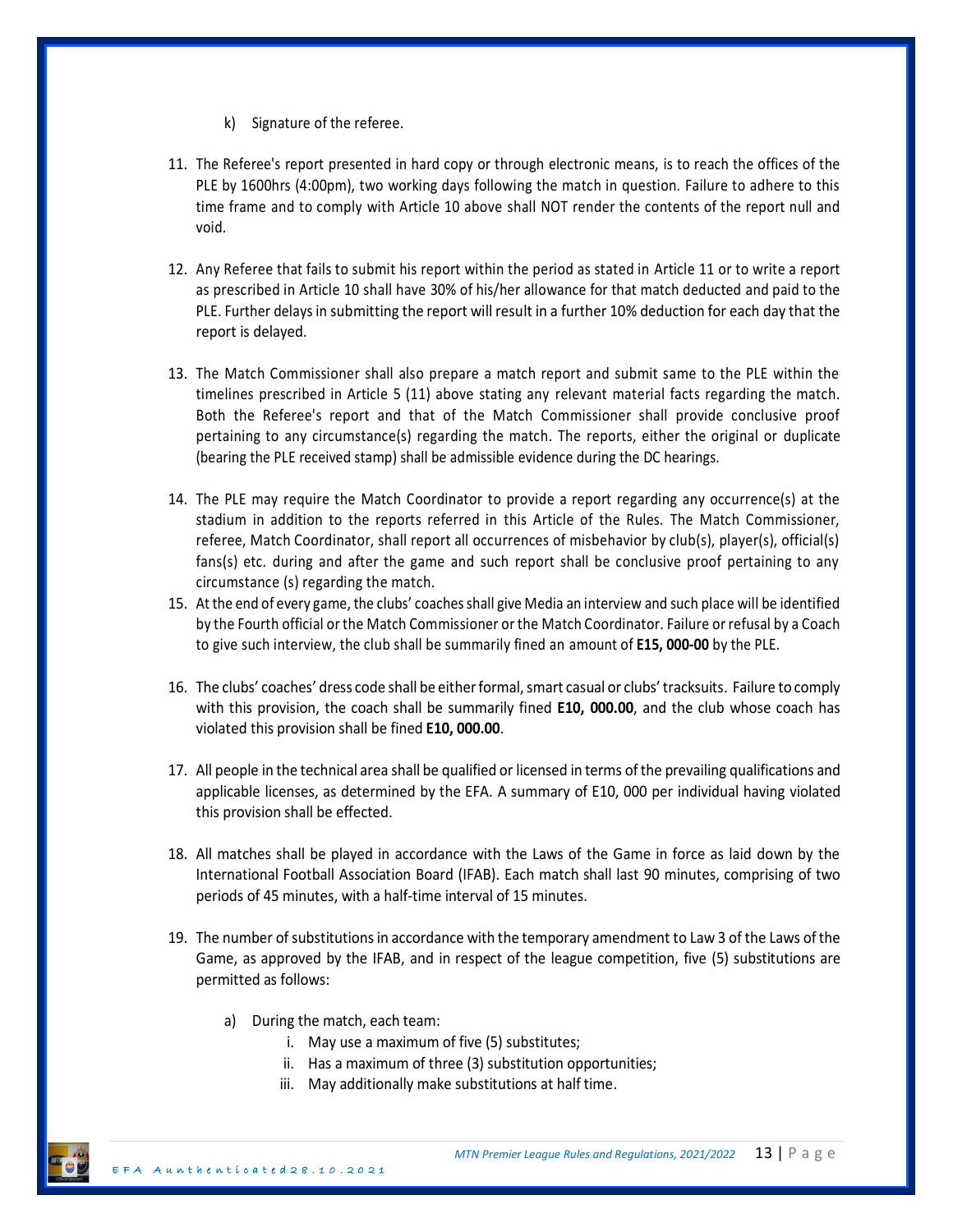k) Signature of the referee.

11. The Referee's report presented in hard copy or through electronic means, is to reach the offices of the PLE by 1600hrs (4:00pm), two working days following the match in question. Failure to adhere to this time frame and to comply with Article 10 above shall NOT render the contents of the report null and void.

12. Any Referee that fails to submit his report within the period as stated in Article 11 or to write a report as prescribed in Article 10 shall have 30% of his/her allowance for that match deducted and paid to the PLE. Further delays in submitting the report will result in a further 10% deduction for each day that the report is delayed.

13. The Match Commissioner shall also prepare a match report and submit same to the PLE within the timelines prescribed in Article 5 (11) above stating any relevant material facts regarding the match. Both the Referee's report and that of the Match Commissioner shall provide conclusive proof pertaining to any circumstance(s) regarding the match. The reports, either the original or duplicate (bearing the PLE received stamp) shall be admissible evidence during the DC hearings.

14. The PLE may require the Match Coordinator to provide a report regarding any occurrence(s) at the stadium in addition to the reports referred in this Article of the Rules. The Match Commissioner, referee, Match Coordinator, shall report all occurrences of misbehavior by club(s), player(s), official(s) fans(s) etc. during and after the game and such report shall be conclusive proof pertaining to any circumstance (s) regarding the match.

15. At the end of every game, the clubs' coaches shall give Media an interview and such place will be identified by the Fourth official or the Match Commissioner or the Match Coordinator. Failure or refusal by a Coach to give such interview, the club shall be summarily fined an amount of **E15, 000-00** by the PLE.

16. The clubs' coaches' dress code shall be either formal, smart casual or clubs' tracksuits. Failure to comply with this provision, the coach shall be summarily fined **E10, 000.00**, and the club whose coach has violated this provision shall be fined **E10, 000.00**.

17. All people in the technical area shall be qualified or licensed in terms of the prevailing qualifications and applicable licenses, as determined by the EFA. A summary of E10, 000 per individual having violated this provision shall be effected.

18. All matches shall be played in accordance with the Laws of the Game in force as laid down by the International Football Association Board (IFAB). Each match shall last 90 minutes, comprising of two periods of 45 minutes, with a half-time interval of 15 minutes.

19. The number of substitutions in accordance with the temporary amendment to Law 3 of the Laws of the Game, as approved by the IFAB, and in respect of the league competition, five (5) substitutions are permitted as follows:

    a) During the match, each team:
        i. May use a maximum of five (5) substitutes;
        ii. Has a maximum of three (3) substitution opportunities;
        iii. May additionally make substitutions at half time.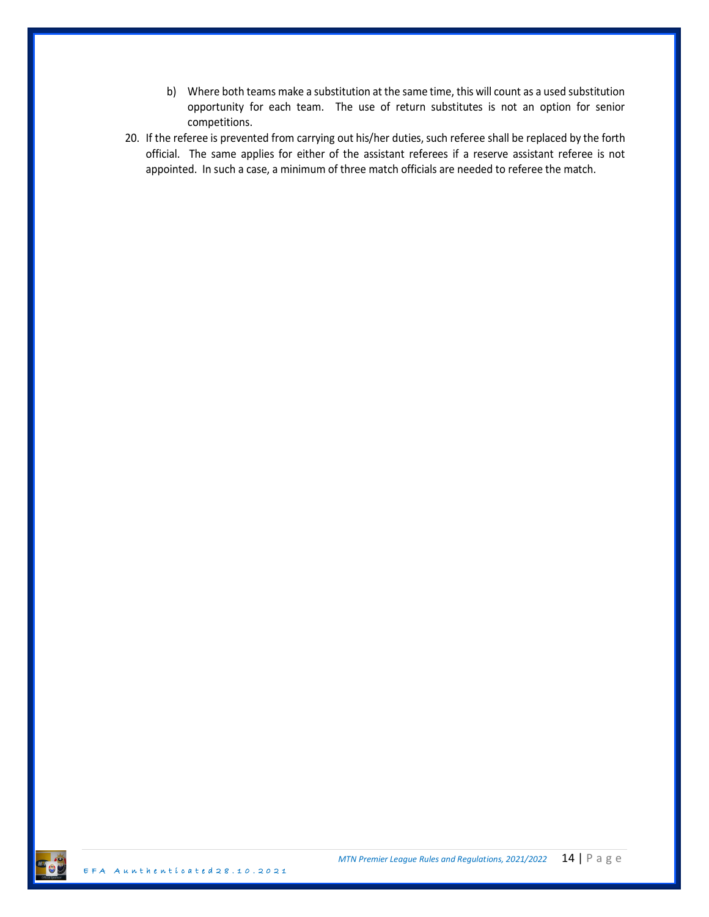b) Where both teams make a substitution at the same time, this will count as a used substitution opportunity for each team. The use of return substitutes is not an option for senior competitions.

20. If the referee is prevented from carrying out his/her duties, such referee shall be replaced by the forth official. The same applies for either of the assistant referees if a reserve assistant referee is not appointed. In such a case, a minimum of three match officials are needed to referee the match.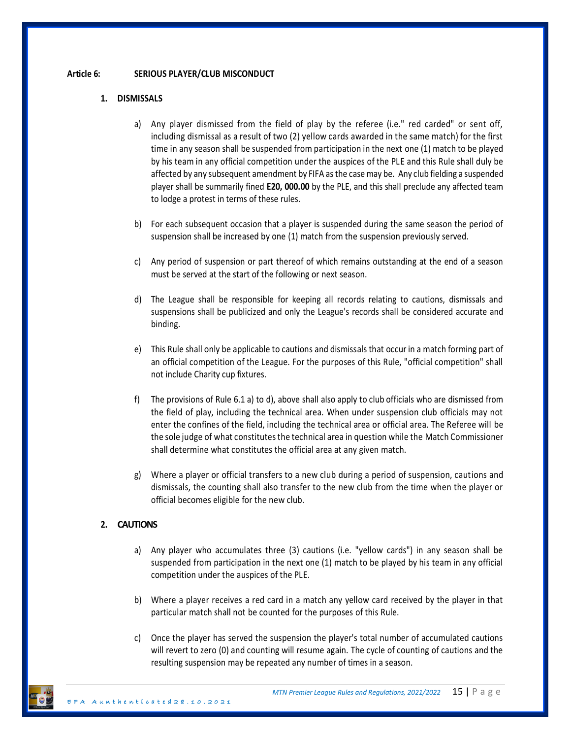## Article 6: SERIOUS PLAYER/CLUB MISCONDUCT

### 1. DISMISSALS

a) Any player dismissed from the field of play by the referee (i.e." red carded" or sent off, including dismissal as a result of two (2) yellow cards awarded in the same match) for the first time in any season shall be suspended from participation in the next one (1) match to be played by his team in any official competition under the auspices of the PLE and this Rule shall duly be affected by any subsequent amendment by FIFA as the case may be. Any club fielding a suspended player shall be summarily fined **E20, 000.00** by the PLE, and this shall preclude any affected team to lodge a protest in terms of these rules.

b) For each subsequent occasion that a player is suspended during the same season the period of suspension shall be increased by one (1) match from the suspension previously served.

c) Any period of suspension or part thereof of which remains outstanding at the end of a season must be served at the start of the following or next season.

d) The League shall be responsible for keeping all records relating to cautions, dismissals and suspensions shall be publicized and only the League's records shall be considered accurate and binding.

e) This Rule shall only be applicable to cautions and dismissals that occur in a match forming part of an official competition of the League. For the purposes of this Rule, "official competition" shall not include Charity cup fixtures.

f) The provisions of Rule 6.1 a) to d), above shall also apply to club officials who are dismissed from the field of play, including the technical area. When under suspension club officials may not enter the confines of the field, including the technical area or official area. The Referee will be the sole judge of what constitutes the technical area in question while the Match Commissioner shall determine what constitutes the official area at any given match.

g) Where a player or official transfers to a new club during a period of suspension, cautions and dismissals, the counting shall also transfer to the new club from the time when the player or official becomes eligible for the new club.

### 2. CAUTIONS

a) Any player who accumulates three (3) cautions (i.e. "yellow cards") in any season shall be suspended from participation in the next one (1) match to be played by his team in any official competition under the auspices of the PLE.

b) Where a player receives a red card in a match any yellow card received by the player in that particular match shall not be counted for the purposes of this Rule.

c) Once the player has served the suspension the player's total number of accumulated cautions will revert to zero (0) and counting will resume again. The cycle of counting of cautions and the resulting suspension may be repeated any number of times in a season.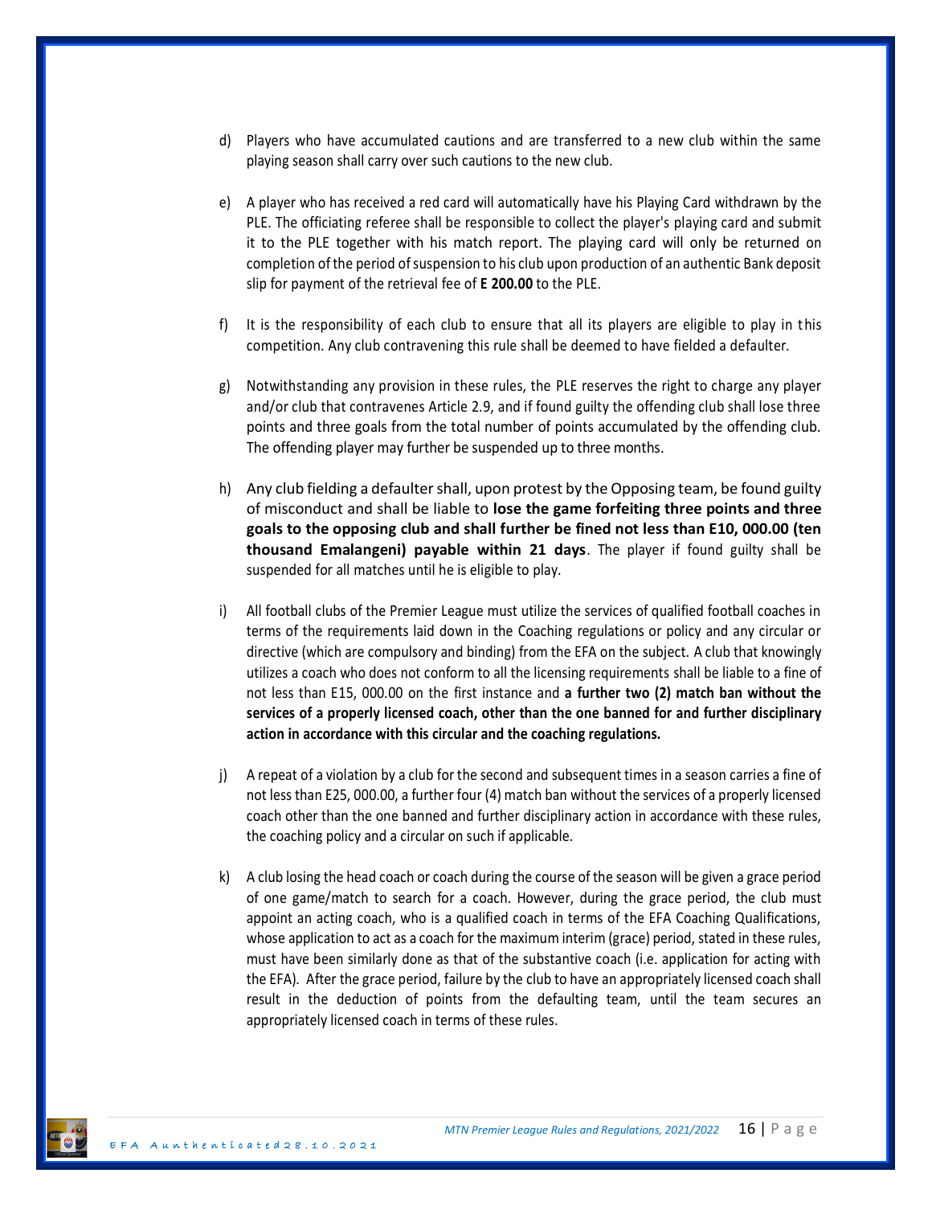d) Players who have accumulated cautions and are transferred to a new club within the same playing season shall carry over such cautions to the new club.

e) A player who has received a red card will automatically have his Playing Card withdrawn by the PLE. The officiating referee shall be responsible to collect the player's playing card and submit it to the PLE together with his match report. The playing card will only be returned on completion of the period of suspension to his club upon production of an authentic Bank deposit slip for payment of the retrieval fee of **E 200.00** to the PLE.

f) It is the responsibility of each club to ensure that all its players are eligible to play in this competition. Any club contravening this rule shall be deemed to have fielded a defaulter.

g) Notwithstanding any provision in these rules, the PLE reserves the right to charge any player and/or club that contravenes Article 2.9, and if found guilty the offending club shall lose three points and three goals from the total number of points accumulated by the offending club. The offending player may further be suspended up to three months.

h) Any club fielding a defaulter shall, upon protest by the Opposing team, be found guilty of misconduct and shall be liable to **lose the game forfeiting three points and three goals to the opposing club and shall further be fined not less than E10, 000.00 (ten thousand Emalangeni) payable within 21 days**. The player if found guilty shall be suspended for all matches until he is eligible to play.

i) All football clubs of the Premier League must utilize the services of qualified football coaches in terms of the requirements laid down in the Coaching regulations or policy and any circular or directive (which are compulsory and binding) from the EFA on the subject. A club that knowingly utilizes a coach who does not conform to all the licensing requirements shall be liable to a fine of not less than E15, 000.00 on the first instance and **a further two (2) match ban without the services of a properly licensed coach, other than the one banned for and further disciplinary action in accordance with this circular and the coaching regulations.**

j) A repeat of a violation by a club for the second and subsequent times in a season carries a fine of not less than E25, 000.00, a further four (4) match ban without the services of a properly licensed coach other than the one banned and further disciplinary action in accordance with these rules, the coaching policy and a circular on such if applicable.

k) A club losing the head coach or coach during the course of the season will be given a grace period of one game/match to search for a coach. However, during the grace period, the club must appoint an acting coach, who is a qualified coach in terms of the EFA Coaching Qualifications, whose application to act as a coach for the maximum interim (grace) period, stated in these rules, must have been similarly done as that of the substantive coach (i.e. application for acting with the EFA). After the grace period, failure by the club to have an appropriately licensed coach shall result in the deduction of points from the defaulting team, until the team secures an appropriately licensed coach in terms of these rules.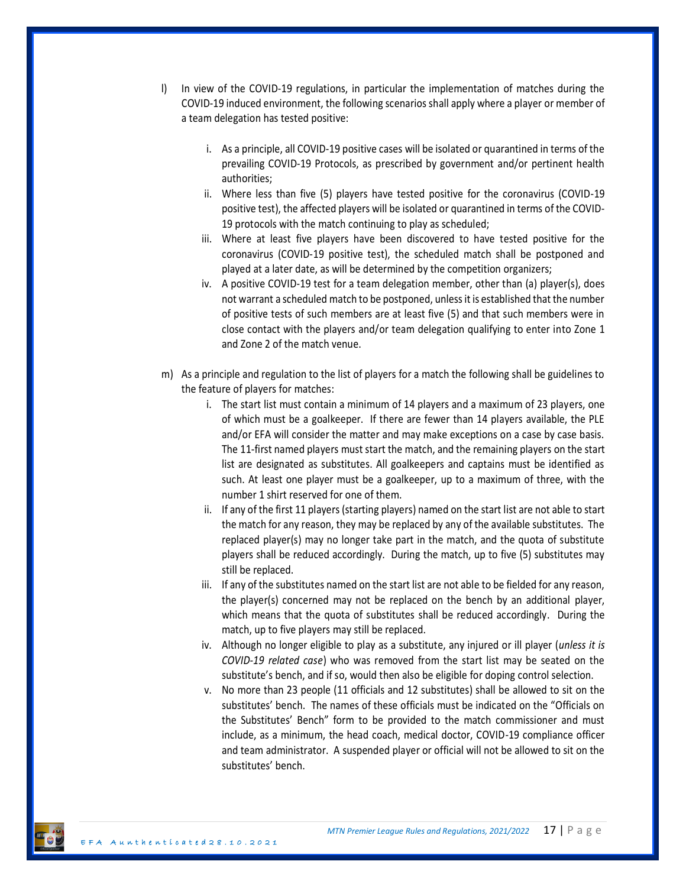l) In view of the COVID-19 regulations, in particular the implementation of matches during the COVID-19 induced environment, the following scenarios shall apply where a player or member of a team delegation has tested positive:

   i. As a principle, all COVID-19 positive cases will be isolated or quarantined in terms of the prevailing COVID-19 Protocols, as prescribed by government and/or pertinent health authorities;
   ii. Where less than five (5) players have tested positive for the coronavirus (COVID-19 positive test), the affected players will be isolated or quarantined in terms of the COVID-19 protocols with the match continuing to play as scheduled;
   iii. Where at least five players have been discovered to have tested positive for the coronavirus (COVID-19 positive test), the scheduled match shall be postponed and played at a later date, as will be determined by the competition organizers;
   iv. A positive COVID-19 test for a team delegation member, other than (a) player(s), does not warrant a scheduled match to be postponed, unless it is established that the number of positive tests of such members are at least five (5) and that such members were in close contact with the players and/or team delegation qualifying to enter into Zone 1 and Zone 2 of the match venue.

m) As a principle and regulation to the list of players for a match the following shall be guidelines to the feature of players for matches:

   i. The start list must contain a minimum of 14 players and a maximum of 23 players, one of which must be a goalkeeper. If there are fewer than 14 players available, the PLE and/or EFA will consider the matter and may make exceptions on a case by case basis. The 11-first named players must start the match, and the remaining players on the start list are designated as substitutes. All goalkeepers and captains must be identified as such. At least one player must be a goalkeeper, up to a maximum of three, with the number 1 shirt reserved for one of them.
   ii. If any of the first 11 players (starting players) named on the start list are not able to start the match for any reason, they may be replaced by any of the available substitutes. The replaced player(s) may no longer take part in the match, and the quota of substitute players shall be reduced accordingly. During the match, up to five (5) substitutes may still be replaced.
   iii. If any of the substitutes named on the start list are not able to be fielded for any reason, the player(s) concerned may not be replaced on the bench by an additional player, which means that the quota of substitutes shall be reduced accordingly. During the match, up to five players may still be replaced.
   iv. Although no longer eligible to play as a substitute, any injured or ill player (*unless it is COVID-19 related case*) who was removed from the start list may be seated on the substitute's bench, and if so, would then also be eligible for doping control selection.
   v. No more than 23 people (11 officials and 12 substitutes) shall be allowed to sit on the substitutes' bench. The names of these officials must be indicated on the "Officials on the Substitutes' Bench" form to be provided to the match commissioner and must include, as a minimum, the head coach, medical doctor, COVID-19 compliance officer and team administrator. A suspended player or official will not be allowed to sit on the substitutes' bench.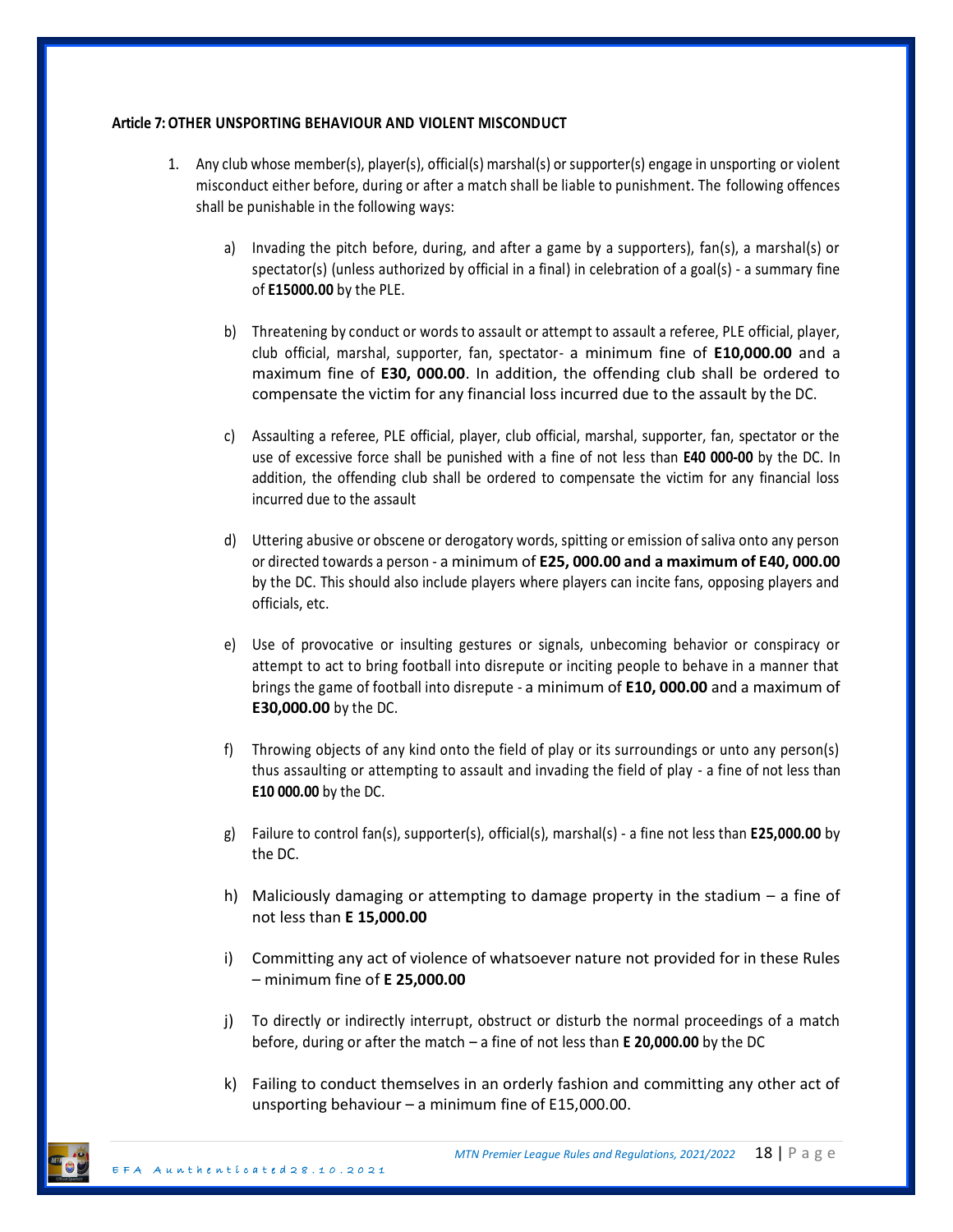**Article 7: OTHER UNSPORTING BEHAVIOUR AND VIOLENT MISCONDUCT**

1. Any club whose member(s), player(s), official(s) marshal(s) or supporter(s) engage in unsporting or violent misconduct either before, during or after a match shall be liable to punishment. The following offences shall be punishable in the following ways:

    a) Invading the pitch before, during, and after a game by a supporters), fan(s), a marshal(s) or spectator(s) (unless authorized by official in a final) in celebration of a goal(s) - a summary fine of **E15000.00** by the PLE.

    b) Threatening by conduct or words to assault or attempt to assault a referee, PLE official, player, club official, marshal, supporter, fan, spectator- a minimum fine of **E10,000.00** and a maximum fine of **E30, 000.00**. In addition, the offending club shall be ordered to compensate the victim for any financial loss incurred due to the assault by the DC.

    c) Assaulting a referee, PLE official, player, club official, marshal, supporter, fan, spectator or the use of excessive force shall be punished with a fine of not less than **E40 000-00** by the DC. In addition, the offending club shall be ordered to compensate the victim for any financial loss incurred due to the assault

    d) Uttering abusive or obscene or derogatory words, spitting or emission of saliva onto any person or directed towards a person - a minimum of **E25, 000.00 and a maximum of E40, 000.00** by the DC. This should also include players where players can incite fans, opposing players and officials, etc.

    e) Use of provocative or insulting gestures or signals, unbecoming behavior or conspiracy or attempt to act to bring football into disrepute or inciting people to behave in a manner that brings the game of football into disrepute - a minimum of **E10, 000.00** and a maximum of **E30,000.00** by the DC.

    f) Throwing objects of any kind onto the field of play or its surroundings or unto any person(s) thus assaulting or attempting to assault and invading the field of play - a fine of not less than **E10 000.00** by the DC.

    g) Failure to control fan(s), supporter(s), official(s), marshal(s) - a fine not less than **E25,000.00** by the DC.

    h) Maliciously damaging or attempting to damage property in the stadium – a fine of not less than **E 15,000.00**

    i) Committing any act of violence of whatsoever nature not provided for in these Rules – minimum fine of **E 25,000.00**

    j) To directly or indirectly interrupt, obstruct or disturb the normal proceedings of a match before, during or after the match – a fine of not less than **E 20,000.00** by the DC

    k) Failing to conduct themselves in an orderly fashion and committing any other act of unsporting behaviour – a minimum fine of E15,000.00.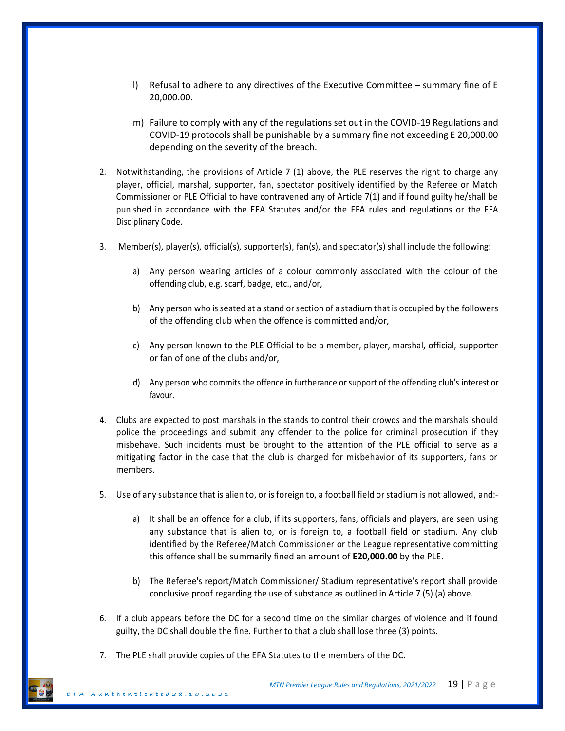l) Refusal to adhere to any directives of the Executive Committee – summary fine of E 20,000.00.

m) Failure to comply with any of the regulations set out in the COVID-19 Regulations and COVID-19 protocols shall be punishable by a summary fine not exceeding E 20,000.00 depending on the severity of the breach.

2. Notwithstanding, the provisions of Article 7 (1) above, the PLE reserves the right to charge any player, official, marshal, supporter, fan, spectator positively identified by the Referee or Match Commissioner or PLE Official to have contravened any of Article 7(1) and if found guilty he/shall be punished in accordance with the EFA Statutes and/or the EFA rules and regulations or the EFA Disciplinary Code.

3. Member(s), player(s), official(s), supporter(s), fan(s), and spectator(s) shall include the following:

   a) Any person wearing articles of a colour commonly associated with the colour of the offending club, e.g. scarf, badge, etc., and/or,

   b) Any person who is seated at a stand or section of a stadium that is occupied by the followers of the offending club when the offence is committed and/or,

   c) Any person known to the PLE Official to be a member, player, marshal, official, supporter or fan of one of the clubs and/or,

   d) Any person who commits the offence in furtherance or support of the offending club's interest or favour.

4. Clubs are expected to post marshals in the stands to control their crowds and the marshals should police the proceedings and submit any offender to the police for criminal prosecution if they misbehave. Such incidents must be brought to the attention of the PLE official to serve as a mitigating factor in the case that the club is charged for misbehavior of its supporters, fans or members.

5. Use of any substance that is alien to, or is foreign to, a football field or stadium is not allowed, and:-

   a) It shall be an offence for a club, if its supporters, fans, officials and players, are seen using any substance that is alien to, or is foreign to, a football field or stadium. Any club identified by the Referee/Match Commissioner or the League representative committing this offence shall be summarily fined an amount of **E20,000.00** by the PLE.

   b) The Referee's report/Match Commissioner/ Stadium representative's report shall provide conclusive proof regarding the use of substance as outlined in Article 7 (5) (a) above.

6. If a club appears before the DC for a second time on the similar charges of violence and if found guilty, the DC shall double the fine. Further to that a club shall lose three (3) points.

7. The PLE shall provide copies of the EFA Statutes to the members of the DC.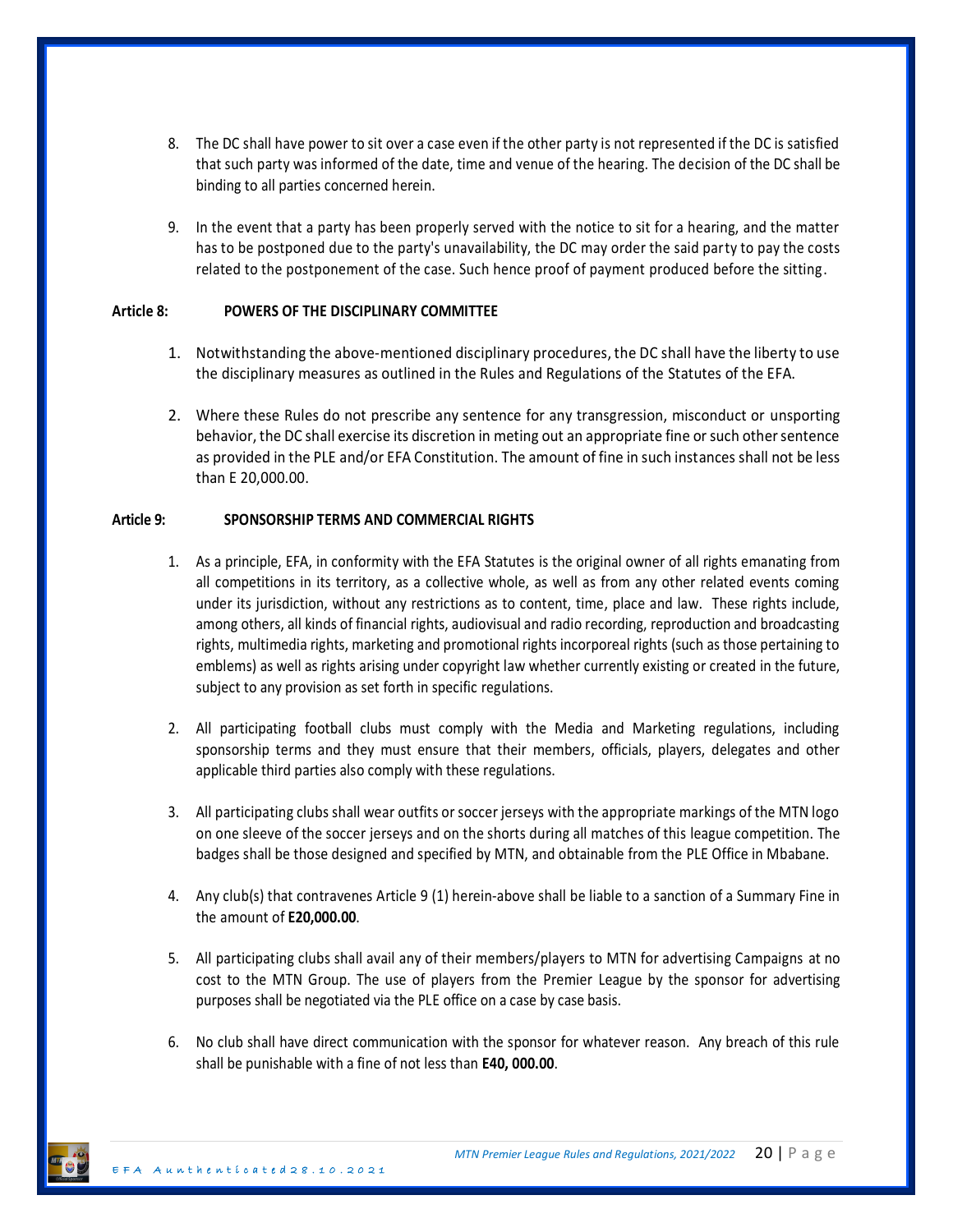8. The DC shall have power to sit over a case even if the other party is not represented if the DC is satisfied that such party was informed of the date, time and venue of the hearing. The decision of the DC shall be binding to all parties concerned herein.

9. In the event that a party has been properly served with the notice to sit for a hearing, and the matter has to be postponed due to the party's unavailability, the DC may order the said party to pay the costs related to the postponement of the case. Such hence proof of payment produced before the sitting.

**Article 8: POWERS OF THE DISCIPLINARY COMMITTEE**

1. Notwithstanding the above-mentioned disciplinary procedures, the DC shall have the liberty to use the disciplinary measures as outlined in the Rules and Regulations of the Statutes of the EFA.

2. Where these Rules do not prescribe any sentence for any transgression, misconduct or unsporting behavior, the DC shall exercise its discretion in meting out an appropriate fine or such other sentence as provided in the PLE and/or EFA Constitution. The amount of fine in such instances shall not be less than E 20,000.00.

**Article 9: SPONSORSHIP TERMS AND COMMERCIAL RIGHTS**

1. As a principle, EFA, in conformity with the EFA Statutes is the original owner of all rights emanating from all competitions in its territory, as a collective whole, as well as from any other related events coming under its jurisdiction, without any restrictions as to content, time, place and law. These rights include, among others, all kinds of financial rights, audiovisual and radio recording, reproduction and broadcasting rights, multimedia rights, marketing and promotional rights incorporeal rights (such as those pertaining to emblems) as well as rights arising under copyright law whether currently existing or created in the future, subject to any provision as set forth in specific regulations.

2. All participating football clubs must comply with the Media and Marketing regulations, including sponsorship terms and they must ensure that their members, officials, players, delegates and other applicable third parties also comply with these regulations.

3. All participating clubs shall wear outfits or soccer jerseys with the appropriate markings of the MTN logo on one sleeve of the soccer jerseys and on the shorts during all matches of this league competition. The badges shall be those designed and specified by MTN, and obtainable from the PLE Office in Mbabane.

4. Any club(s) that contravenes Article 9 (1) herein-above shall be liable to a sanction of a Summary Fine in the amount of **E20,000.00**.

5. All participating clubs shall avail any of their members/players to MTN for advertising Campaigns at no cost to the MTN Group. The use of players from the Premier League by the sponsor for advertising purposes shall be negotiated via the PLE office on a case by case basis.

6. No club shall have direct communication with the sponsor for whatever reason. Any breach of this rule shall be punishable with a fine of not less than **E40, 000.00**.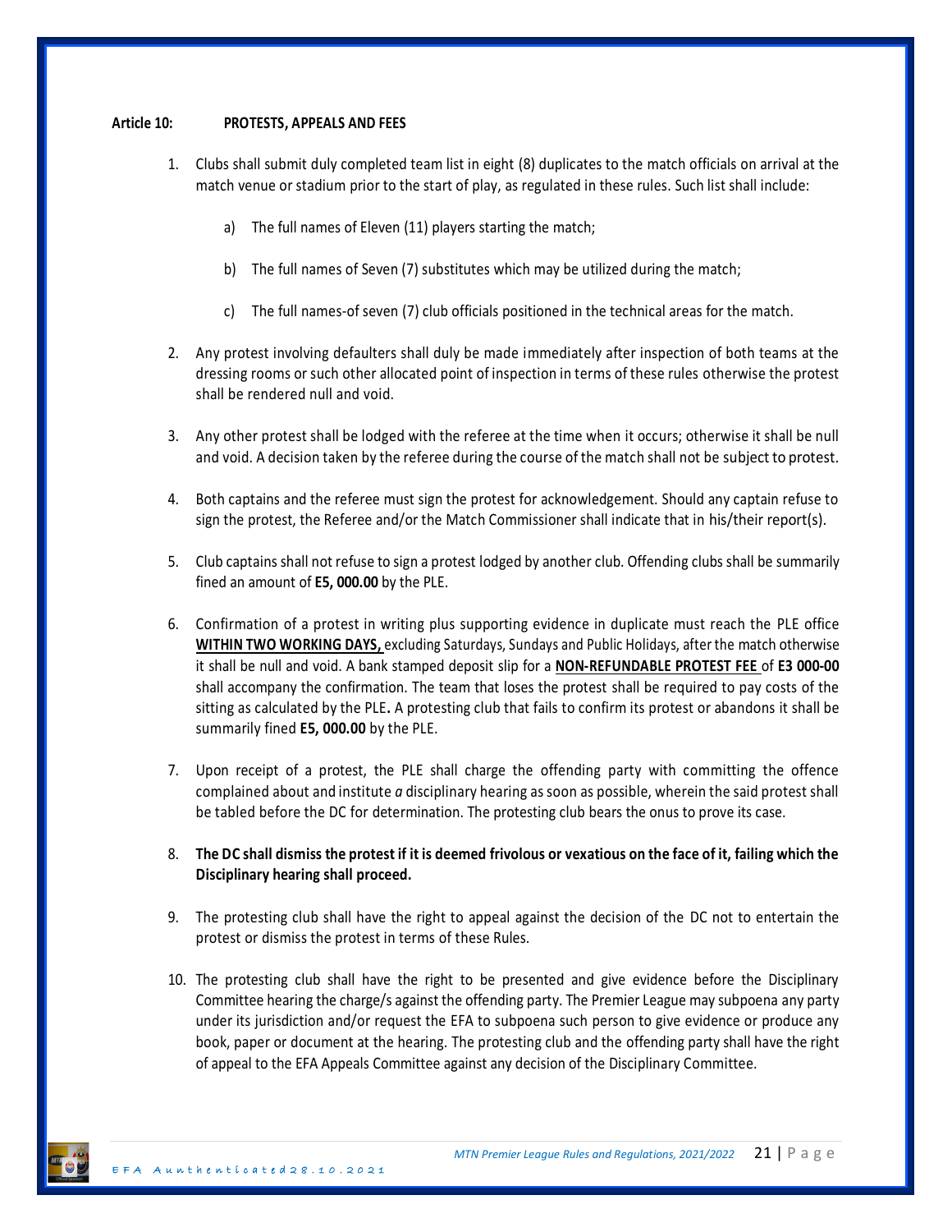**Article 10: PROTESTS, APPEALS AND FEES**

1. Clubs shall submit duly completed team list in eight (8) duplicates to the match officials on arrival at the match venue or stadium prior to the start of play, as regulated in these rules. Such list shall include:

   a) The full names of Eleven (11) players starting the match;

   b) The full names of Seven (7) substitutes which may be utilized during the match;

   c) The full names-of seven (7) club officials positioned in the technical areas for the match.

2. Any protest involving defaulters shall duly be made immediately after inspection of both teams at the dressing rooms or such other allocated point of inspection in terms of these rules otherwise the protest shall be rendered null and void.

3. Any other protest shall be lodged with the referee at the time when it occurs; otherwise it shall be null and void. A decision taken by the referee during the course of the match shall not be subject to protest.

4. Both captains and the referee must sign the protest for acknowledgement. Should any captain refuse to sign the protest, the Referee and/or the Match Commissioner shall indicate that in his/their report(s).

5. Club captains shall not refuse to sign a protest lodged by another club. Offending clubs shall be summarily fined an amount of **E5, 000.00** by the PLE.

6. Confirmation of a protest in writing plus supporting evidence in duplicate must reach the PLE office **WITHIN TWO WORKING DAYS,** excluding Saturdays, Sundays and Public Holidays, after the match otherwise it shall be null and void. A bank stamped deposit slip for a **NON-REFUNDABLE PROTEST FEE** of **E3 000-00** shall accompany the confirmation. The team that loses the protest shall be required to pay costs of the sitting as calculated by the PLE**.** A protesting club that fails to confirm its protest or abandons it shall be summarily fined **E5, 000.00** by the PLE.

7. Upon receipt of a protest, the PLE shall charge the offending party with committing the offence complained about and institute *a* disciplinary hearing as soon as possible, wherein the said protest shall be tabled before the DC for determination. The protesting club bears the onus to prove its case.

8. **The DC shall dismiss the protest if it is deemed frivolous or vexatious on the face of it, failing which the Disciplinary hearing shall proceed.**

9. The protesting club shall have the right to appeal against the decision of the DC not to entertain the protest or dismiss the protest in terms of these Rules.

10. The protesting club shall have the right to be presented and give evidence before the Disciplinary Committee hearing the charge/s against the offending party. The Premier League may subpoena any party under its jurisdiction and/or request the EFA to subpoena such person to give evidence or produce any book, paper or document at the hearing. The protesting club and the offending party shall have the right of appeal to the EFA Appeals Committee against any decision of the Disciplinary Committee.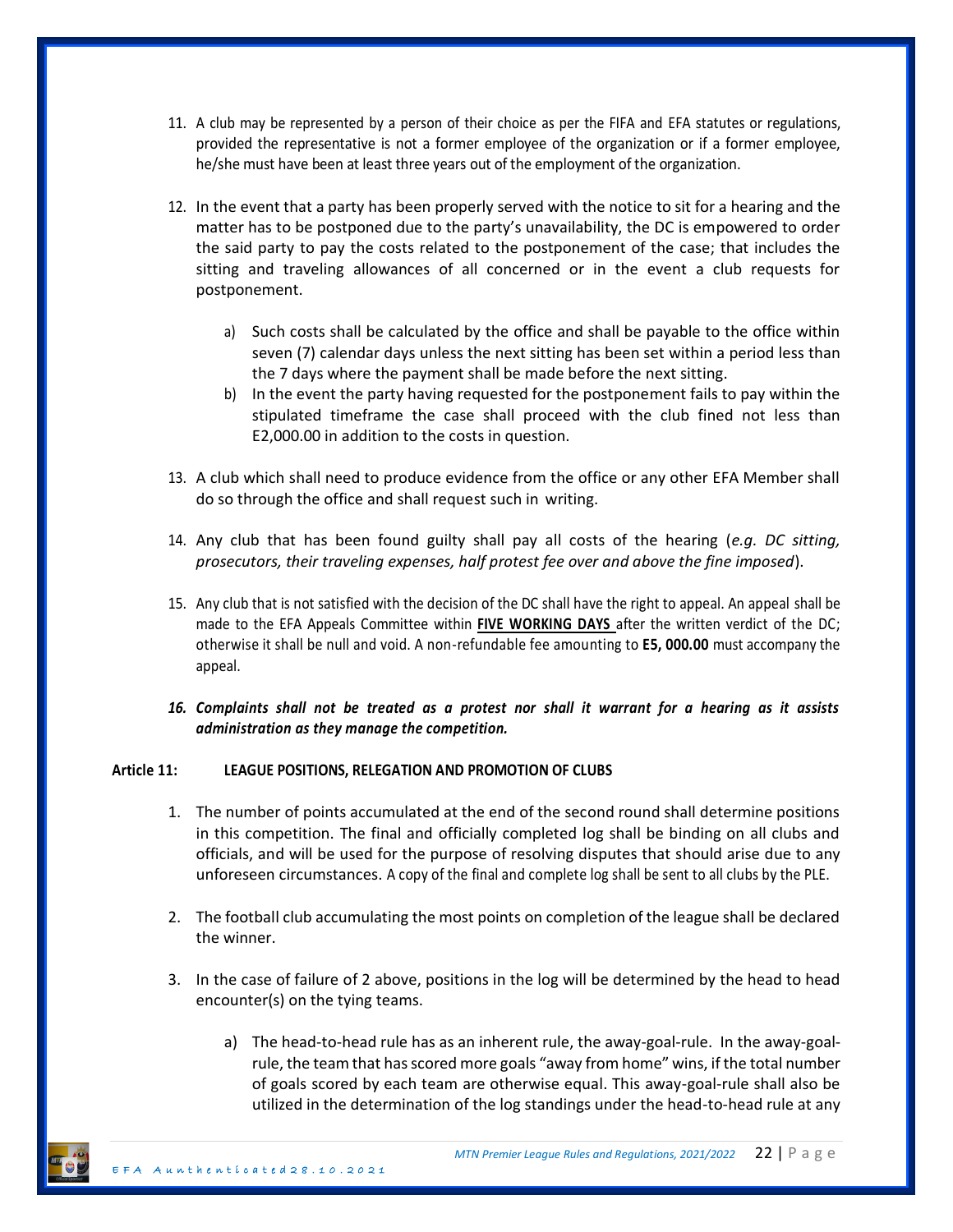11. A club may be represented by a person of their choice as per the FIFA and EFA statutes or regulations, provided the representative is not a former employee of the organization or if a former employee, he/she must have been at least three years out of the employment of the organization.

12. In the event that a party has been properly served with the notice to sit for a hearing and the matter has to be postponed due to the party's unavailability, the DC is empowered to order the said party to pay the costs related to the postponement of the case; that includes the sitting and traveling allowances of all concerned or in the event a club requests for postponement.

    a) Such costs shall be calculated by the office and shall be payable to the office within seven (7) calendar days unless the next sitting has been set within a period less than the 7 days where the payment shall be made before the next sitting.
    b) In the event the party having requested for the postponement fails to pay within the stipulated timeframe the case shall proceed with the club fined not less than E2,000.00 in addition to the costs in question.

13. A club which shall need to produce evidence from the office or any other EFA Member shall do so through the office and shall request such in writing.

14. Any club that has been found guilty shall pay all costs of the hearing (*e.g. DC sitting, prosecutors, their traveling expenses, half protest fee over and above the fine imposed*).

15. Any club that is not satisfied with the decision of the DC shall have the right to appeal. An appeal shall be made to the EFA Appeals Committee within **FIVE WORKING DAYS** after the written verdict of the DC; otherwise it shall be null and void. A non-refundable fee amounting to **E5, 000.00** must accompany the appeal.

16. ***Complaints shall not be treated as a protest nor shall it warrant for a hearing as it assists administration as they manage the competition.***

### Article 11: LEAGUE POSITIONS, RELEGATION AND PROMOTION OF CLUBS

1. The number of points accumulated at the end of the second round shall determine positions in this competition. The final and officially completed log shall be binding on all clubs and officials, and will be used for the purpose of resolving disputes that should arise due to any unforeseen circumstances. A copy of the final and complete log shall be sent to all clubs by the PLE.

2. The football club accumulating the most points on completion of the league shall be declared the winner.

3. In the case of failure of 2 above, positions in the log will be determined by the head to head encounter(s) on the tying teams.

    a) The head-to-head rule has as an inherent rule, the away-goal-rule. In the away-goal-rule, the team that has scored more goals "away from home" wins, if the total number of goals scored by each team are otherwise equal. This away-goal-rule shall also be utilized in the determination of the log standings under the head-to-head rule at any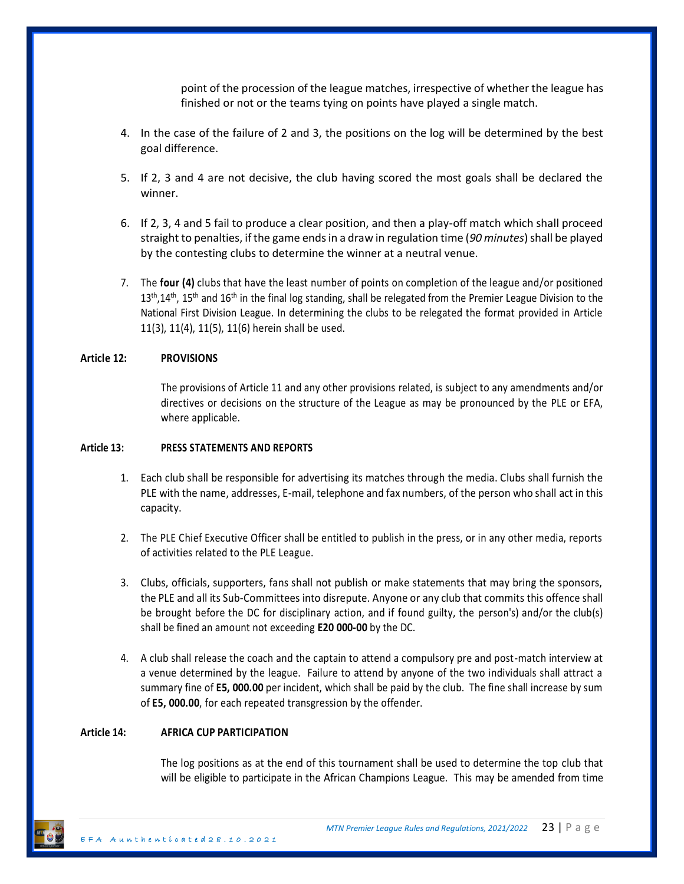point of the procession of the league matches, irrespective of whether the league has finished or not or the teams tying on points have played a single match.

4. In the case of the failure of 2 and 3, the positions on the log will be determined by the best goal difference.

5. If 2, 3 and 4 are not decisive, the club having scored the most goals shall be declared the winner.

6. If 2, 3, 4 and 5 fail to produce a clear position, and then a play-off match which shall proceed straight to penalties, if the game ends in a draw in regulation time (*90 minutes*) shall be played by the contesting clubs to determine the winner at a neutral venue.

7. The **four (4)** clubs that have the least number of points on completion of the league and/or positioned 13th,14th, 15th and 16th in the final log standing, shall be relegated from the Premier League Division to the National First Division League. In determining the clubs to be relegated the format provided in Article 11(3), 11(4), 11(5), 11(6) herein shall be used.

**Article 12: PROVISIONS**

The provisions of Article 11 and any other provisions related, is subject to any amendments and/or directives or decisions on the structure of the League as may be pronounced by the PLE or EFA, where applicable.

**Article 13: PRESS STATEMENTS AND REPORTS**

1. Each club shall be responsible for advertising its matches through the media. Clubs shall furnish the PLE with the name, addresses, E-mail, telephone and fax numbers, of the person who shall act in this capacity.

2. The PLE Chief Executive Officer shall be entitled to publish in the press, or in any other media, reports of activities related to the PLE League.

3. Clubs, officials, supporters, fans shall not publish or make statements that may bring the sponsors, the PLE and all its Sub-Committees into disrepute. Anyone or any club that commits this offence shall be brought before the DC for disciplinary action, and if found guilty, the person's) and/or the club(s) shall be fined an amount not exceeding **E20 000-00** by the DC.

4. A club shall release the coach and the captain to attend a compulsory pre and post-match interview at a venue determined by the league. Failure to attend by anyone of the two individuals shall attract a summary fine of **E5, 000.00** per incident, which shall be paid by the club. The fine shall increase by sum of **E5, 000.00**, for each repeated transgression by the offender.

**Article 14: AFRICA CUP PARTICIPATION**

The log positions as at the end of this tournament shall be used to determine the top club that will be eligible to participate in the African Champions League. This may be amended from time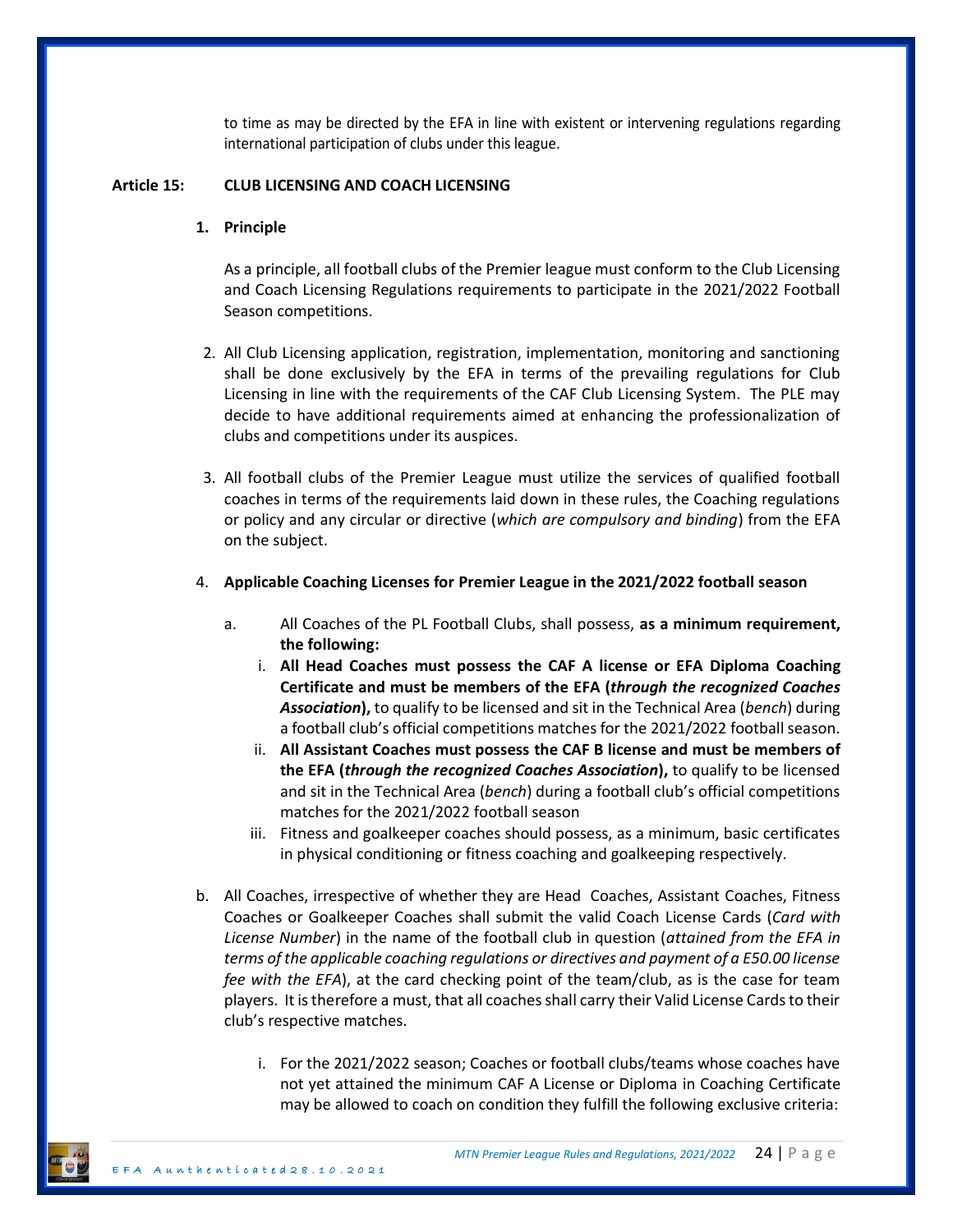to time as may be directed by the EFA in line with existent or intervening regulations regarding international participation of clubs under this league.

**Article 15: CLUB LICENSING AND COACH LICENSING**

1. **Principle**

   As a principle, all football clubs of the Premier league must conform to the Club Licensing and Coach Licensing Regulations requirements to participate in the 2021/2022 Football Season competitions.

2. All Club Licensing application, registration, implementation, monitoring and sanctioning shall be done exclusively by the EFA in terms of the prevailing regulations for Club Licensing in line with the requirements of the CAF Club Licensing System. The PLE may decide to have additional requirements aimed at enhancing the professionalization of clubs and competitions under its auspices.

3. All football clubs of the Premier League must utilize the services of qualified football coaches in terms of the requirements laid down in these rules, the Coaching regulations or policy and any circular or directive (*which are compulsory and binding*) from the EFA on the subject.

4. **Applicable Coaching Licenses for Premier League in the 2021/2022 football season**

   a. All Coaches of the PL Football Clubs, shall possess, **as a minimum requirement, the following:**
      i. **All Head Coaches must possess the CAF A license or EFA Diploma Coaching Certificate and must be members of the EFA (*through the recognized Coaches Association*),** to qualify to be licensed and sit in the Technical Area (*bench*) during a football club's official competitions matches for the 2021/2022 football season.
      ii. **All Assistant Coaches must possess the CAF B license and must be members of the EFA (*through the recognized Coaches Association*),** to qualify to be licensed and sit in the Technical Area (*bench*) during a football club's official competitions matches for the 2021/2022 football season
      iii. Fitness and goalkeeper coaches should possess, as a minimum, basic certificates in physical conditioning or fitness coaching and goalkeeping respectively.

   b. All Coaches, irrespective of whether they are Head Coaches, Assistant Coaches, Fitness Coaches or Goalkeeper Coaches shall submit the valid Coach License Cards (*Card with License Number*) in the name of the football club in question (*attained from the EFA in terms of the applicable coaching regulations or directives and payment of a E50.00 license fee with the EFA*), at the card checking point of the team/club, as is the case for team players. It is therefore a must, that all coaches shall carry their Valid License Cards to their club's respective matches.

      i. For the 2021/2022 season; Coaches or football clubs/teams whose coaches have not yet attained the minimum CAF A License or Diploma in Coaching Certificate may be allowed to coach on condition they fulfill the following exclusive criteria: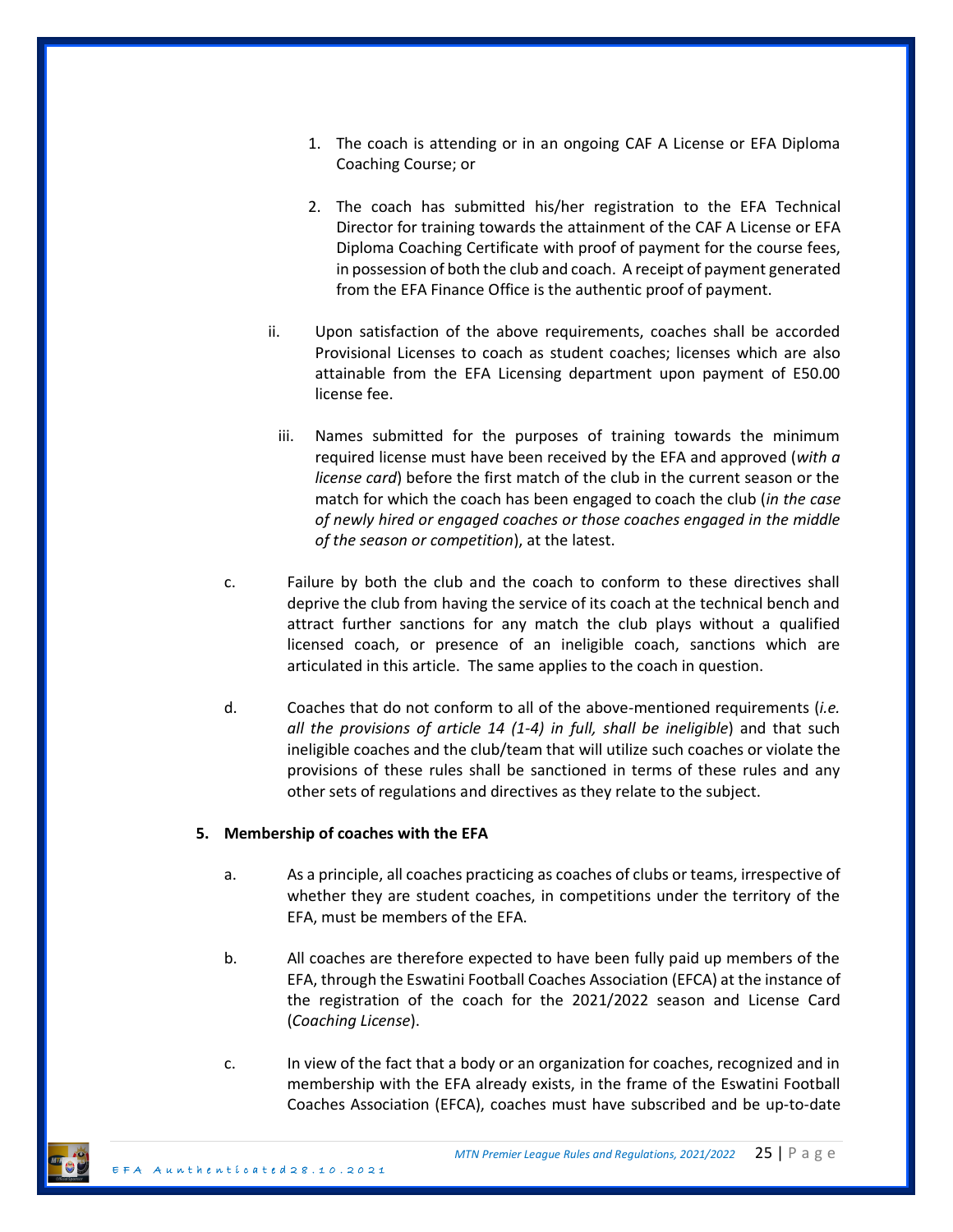1. The coach is attending or in an ongoing CAF A License or EFA Diploma Coaching Course; or

2. The coach has submitted his/her registration to the EFA Technical Director for training towards the attainment of the CAF A License or EFA Diploma Coaching Certificate with proof of payment for the course fees, in possession of both the club and coach. A receipt of payment generated from the EFA Finance Office is the authentic proof of payment.

ii. Upon satisfaction of the above requirements, coaches shall be accorded Provisional Licenses to coach as student coaches; licenses which are also attainable from the EFA Licensing department upon payment of E50.00 license fee.

iii. Names submitted for the purposes of training towards the minimum required license must have been received by the EFA and approved (*with a license card*) before the first match of the club in the current season or the match for which the coach has been engaged to coach the club (*in the case of newly hired or engaged coaches or those coaches engaged in the middle of the season or competition*), at the latest.

c. Failure by both the club and the coach to conform to these directives shall deprive the club from having the service of its coach at the technical bench and attract further sanctions for any match the club plays without a qualified licensed coach, or presence of an ineligible coach, sanctions which are articulated in this article. The same applies to the coach in question.

d. Coaches that do not conform to all of the above-mentioned requirements (*i.e. all the provisions of article 14 (1-4) in full, shall be ineligible*) and that such ineligible coaches and the club/team that will utilize such coaches or violate the provisions of these rules shall be sanctioned in terms of these rules and any other sets of regulations and directives as they relate to the subject.

**5. Membership of coaches with the EFA**

a. As a principle, all coaches practicing as coaches of clubs or teams, irrespective of whether they are student coaches, in competitions under the territory of the EFA, must be members of the EFA.

b. All coaches are therefore expected to have been fully paid up members of the EFA, through the Eswatini Football Coaches Association (EFCA) at the instance of the registration of the coach for the 2021/2022 season and License Card (*Coaching License*).

c. In view of the fact that a body or an organization for coaches, recognized and in membership with the EFA already exists, in the frame of the Eswatini Football Coaches Association (EFCA), coaches must have subscribed and be up-to-date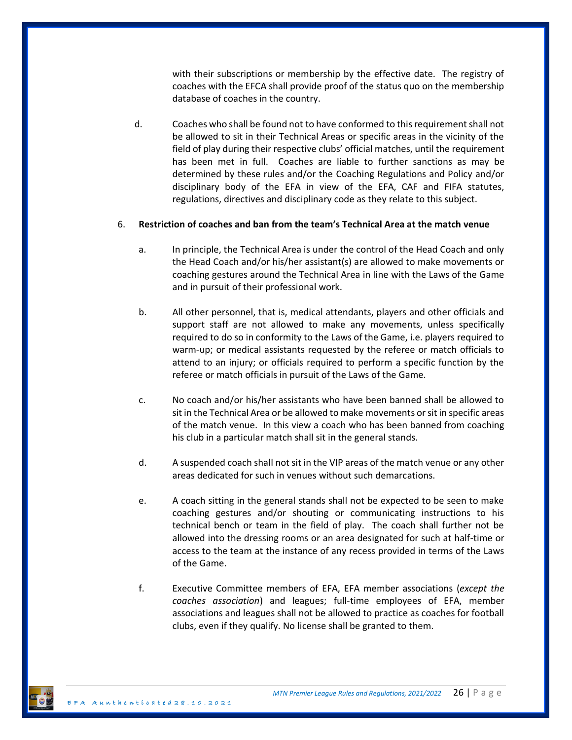with their subscriptions or membership by the effective date. The registry of coaches with the EFCA shall provide proof of the status quo on the membership database of coaches in the country.

d. Coaches who shall be found not to have conformed to this requirement shall not be allowed to sit in their Technical Areas or specific areas in the vicinity of the field of play during their respective clubs' official matches, until the requirement has been met in full. Coaches are liable to further sanctions as may be determined by these rules and/or the Coaching Regulations and Policy and/or disciplinary body of the EFA in view of the EFA, CAF and FIFA statutes, regulations, directives and disciplinary code as they relate to this subject.

6. **Restriction of coaches and ban from the team's Technical Area at the match venue**

   a. In principle, the Technical Area is under the control of the Head Coach and only the Head Coach and/or his/her assistant(s) are allowed to make movements or coaching gestures around the Technical Area in line with the Laws of the Game and in pursuit of their professional work.

   b. All other personnel, that is, medical attendants, players and other officials and support staff are not allowed to make any movements, unless specifically required to do so in conformity to the Laws of the Game, i.e. players required to warm-up; or medical assistants requested by the referee or match officials to attend to an injury; or officials required to perform a specific function by the referee or match officials in pursuit of the Laws of the Game.

   c. No coach and/or his/her assistants who have been banned shall be allowed to sit in the Technical Area or be allowed to make movements or sit in specific areas of the match venue. In this view a coach who has been banned from coaching his club in a particular match shall sit in the general stands.

   d. A suspended coach shall not sit in the VIP areas of the match venue or any other areas dedicated for such in venues without such demarcations.

   e. A coach sitting in the general stands shall not be expected to be seen to make coaching gestures and/or shouting or communicating instructions to his technical bench or team in the field of play. The coach shall further not be allowed into the dressing rooms or an area designated for such at half-time or access to the team at the instance of any recess provided in terms of the Laws of the Game.

   f. Executive Committee members of EFA, EFA member associations (*except the coaches association*) and leagues; full-time employees of EFA, member associations and leagues shall not be allowed to practice as coaches for football clubs, even if they qualify. No license shall be granted to them.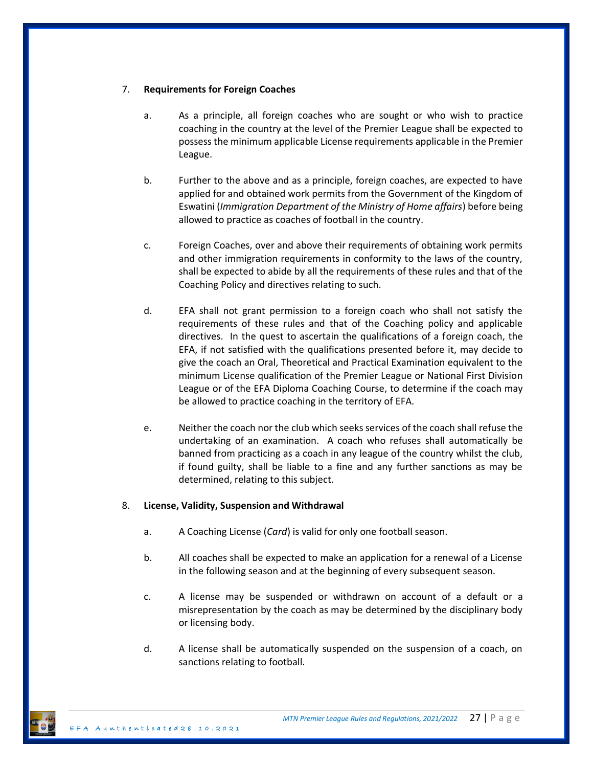7. **Requirements for Foreign Coaches**

   a. As a principle, all foreign coaches who are sought or who wish to practice coaching in the country at the level of the Premier League shall be expected to possess the minimum applicable License requirements applicable in the Premier League.

   b. Further to the above and as a principle, foreign coaches, are expected to have applied for and obtained work permits from the Government of the Kingdom of Eswatini (*Immigration Department of the Ministry of Home affairs*) before being allowed to practice as coaches of football in the country.

   c. Foreign Coaches, over and above their requirements of obtaining work permits and other immigration requirements in conformity to the laws of the country, shall be expected to abide by all the requirements of these rules and that of the Coaching Policy and directives relating to such.

   d. EFA shall not grant permission to a foreign coach who shall not satisfy the requirements of these rules and that of the Coaching policy and applicable directives. In the quest to ascertain the qualifications of a foreign coach, the EFA, if not satisfied with the qualifications presented before it, may decide to give the coach an Oral, Theoretical and Practical Examination equivalent to the minimum License qualification of the Premier League or National First Division League or of the EFA Diploma Coaching Course, to determine if the coach may be allowed to practice coaching in the territory of EFA.

   e. Neither the coach nor the club which seeks services of the coach shall refuse the undertaking of an examination. A coach who refuses shall automatically be banned from practicing as a coach in any league of the country whilst the club, if found guilty, shall be liable to a fine and any further sanctions as may be determined, relating to this subject.

8. **License, Validity, Suspension and Withdrawal**

   a. A Coaching License (*Card*) is valid for only one football season.

   b. All coaches shall be expected to make an application for a renewal of a License in the following season and at the beginning of every subsequent season.

   c. A license may be suspended or withdrawn on account of a default or a misrepresentation by the coach as may be determined by the disciplinary body or licensing body.

   d. A license shall be automatically suspended on the suspension of a coach, on sanctions relating to football.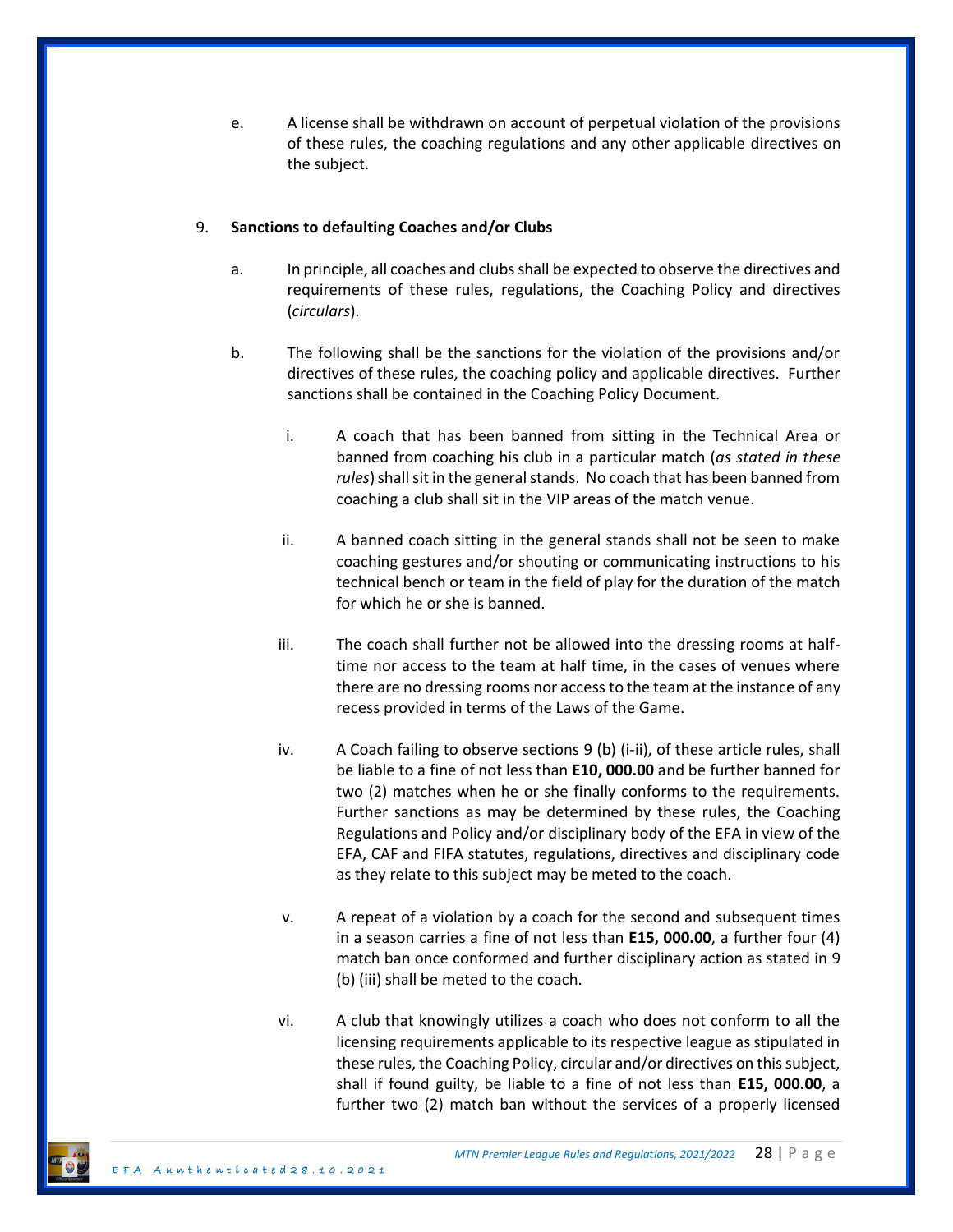e. A license shall be withdrawn on account of perpetual violation of the provisions of these rules, the coaching regulations and any other applicable directives on the subject.

9. **Sanctions to defaulting Coaches and/or Clubs**

   a. In principle, all coaches and clubs shall be expected to observe the directives and requirements of these rules, regulations, the Coaching Policy and directives (*circulars*).

   b. The following shall be the sanctions for the violation of the provisions and/or directives of these rules, the coaching policy and applicable directives. Further sanctions shall be contained in the Coaching Policy Document.

      i. A coach that has been banned from sitting in the Technical Area or banned from coaching his club in a particular match (*as stated in these rules*) shall sit in the general stands. No coach that has been banned from coaching a club shall sit in the VIP areas of the match venue.

      ii. A banned coach sitting in the general stands shall not be seen to make coaching gestures and/or shouting or communicating instructions to his technical bench or team in the field of play for the duration of the match for which he or she is banned.

      iii. The coach shall further not be allowed into the dressing rooms at half-time nor access to the team at half time, in the cases of venues where there are no dressing rooms nor access to the team at the instance of any recess provided in terms of the Laws of the Game.

      iv. A Coach failing to observe sections 9 (b) (i-ii), of these article rules, shall be liable to a fine of not less than **E10, 000.00** and be further banned for two (2) matches when he or she finally conforms to the requirements. Further sanctions as may be determined by these rules, the Coaching Regulations and Policy and/or disciplinary body of the EFA in view of the EFA, CAF and FIFA statutes, regulations, directives and disciplinary code as they relate to this subject may be meted to the coach.

      v. A repeat of a violation by a coach for the second and subsequent times in a season carries a fine of not less than **E15, 000.00**, a further four (4) match ban once conformed and further disciplinary action as stated in 9 (b) (iii) shall be meted to the coach.

      vi. A club that knowingly utilizes a coach who does not conform to all the licensing requirements applicable to its respective league as stipulated in these rules, the Coaching Policy, circular and/or directives on this subject, shall if found guilty, be liable to a fine of not less than **E15, 000.00**, a further two (2) match ban without the services of a properly licensed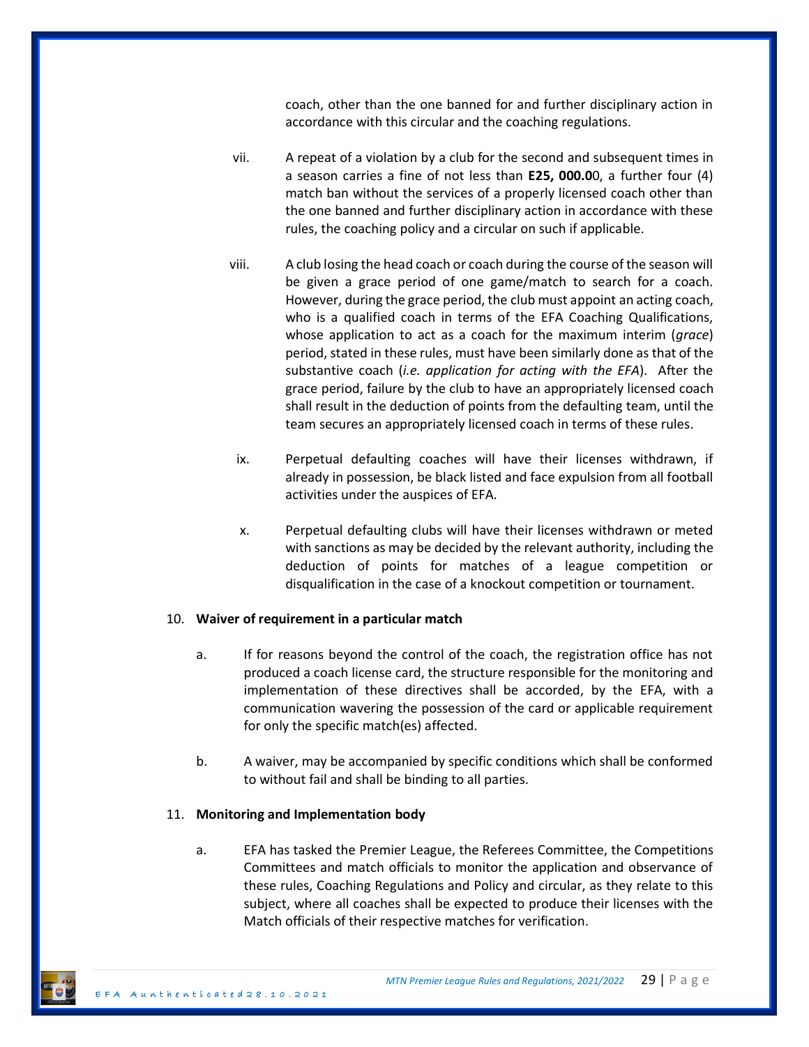coach, other than the one banned for and further disciplinary action in accordance with this circular and the coaching regulations.

vii. A repeat of a violation by a club for the second and subsequent times in a season carries a fine of not less than **E25, 000.0**0, a further four (4) match ban without the services of a properly licensed coach other than the one banned and further disciplinary action in accordance with these rules, the coaching policy and a circular on such if applicable.

viii. A club losing the head coach or coach during the course of the season will be given a grace period of one game/match to search for a coach. However, during the grace period, the club must appoint an acting coach, who is a qualified coach in terms of the EFA Coaching Qualifications, whose application to act as a coach for the maximum interim (*grace*) period, stated in these rules, must have been similarly done as that of the substantive coach (*i.e. application for acting with the EFA*). After the grace period, failure by the club to have an appropriately licensed coach shall result in the deduction of points from the defaulting team, until the team secures an appropriately licensed coach in terms of these rules.

ix. Perpetual defaulting coaches will have their licenses withdrawn, if already in possession, be black listed and face expulsion from all football activities under the auspices of EFA.

x. Perpetual defaulting clubs will have their licenses withdrawn or meted with sanctions as may be decided by the relevant authority, including the deduction of points for matches of a league competition or disqualification in the case of a knockout competition or tournament.

10. **Waiver of requirement in a particular match**

a. If for reasons beyond the control of the coach, the registration office has not produced a coach license card, the structure responsible for the monitoring and implementation of these directives shall be accorded, by the EFA, with a communication wavering the possession of the card or applicable requirement for only the specific match(es) affected.

b. A waiver, may be accompanied by specific conditions which shall be conformed to without fail and shall be binding to all parties.

11. **Monitoring and Implementation body**

a. EFA has tasked the Premier League, the Referees Committee, the Competitions Committees and match officials to monitor the application and observance of these rules, Coaching Regulations and Policy and circular, as they relate to this subject, where all coaches shall be expected to produce their licenses with the Match officials of their respective matches for verification.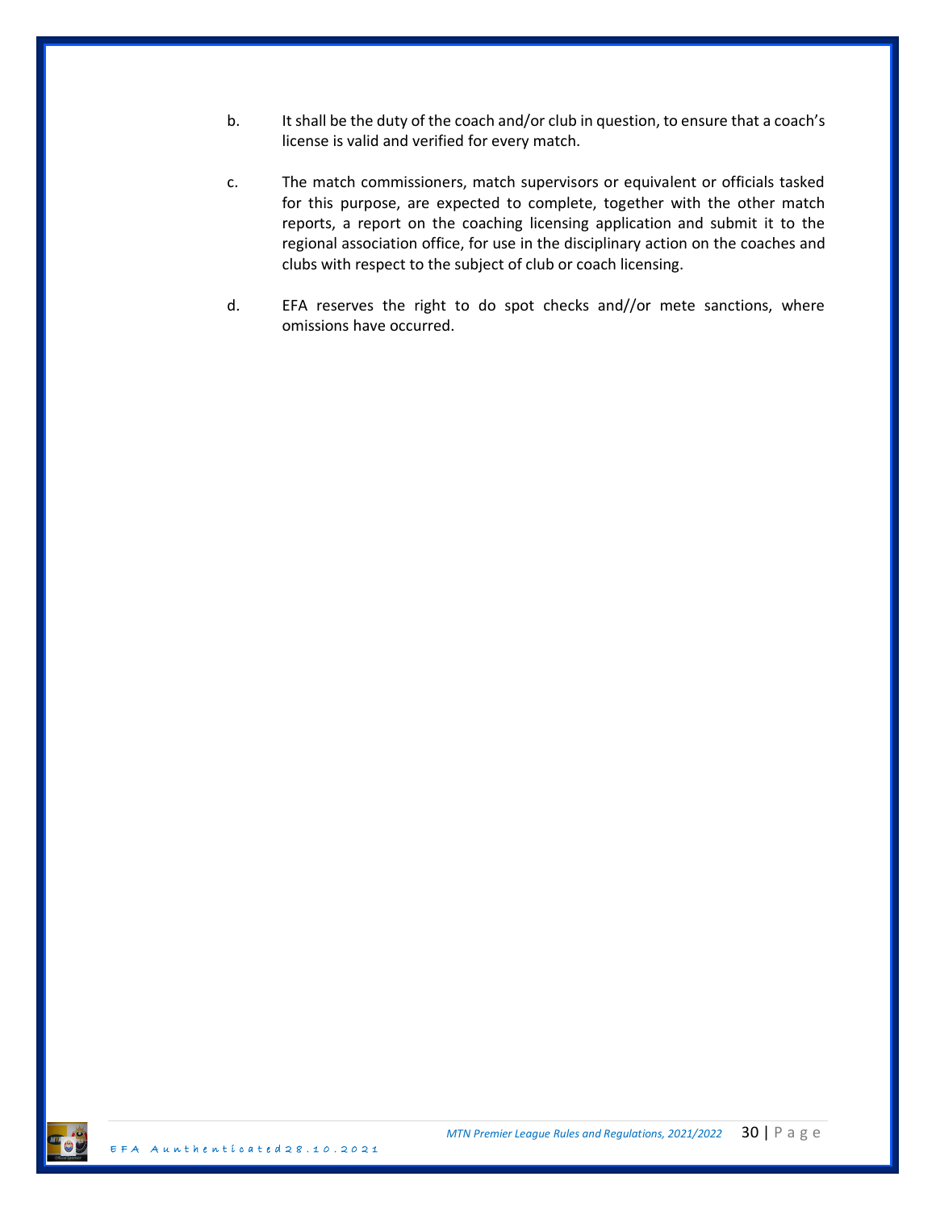b. It shall be the duty of the coach and/or club in question, to ensure that a coach's license is valid and verified for every match.

c. The match commissioners, match supervisors or equivalent or officials tasked for this purpose, are expected to complete, together with the other match reports, a report on the coaching licensing application and submit it to the regional association office, for use in the disciplinary action on the coaches and clubs with respect to the subject of club or coach licensing.

d. EFA reserves the right to do spot checks and//or mete sanctions, where omissions have occurred.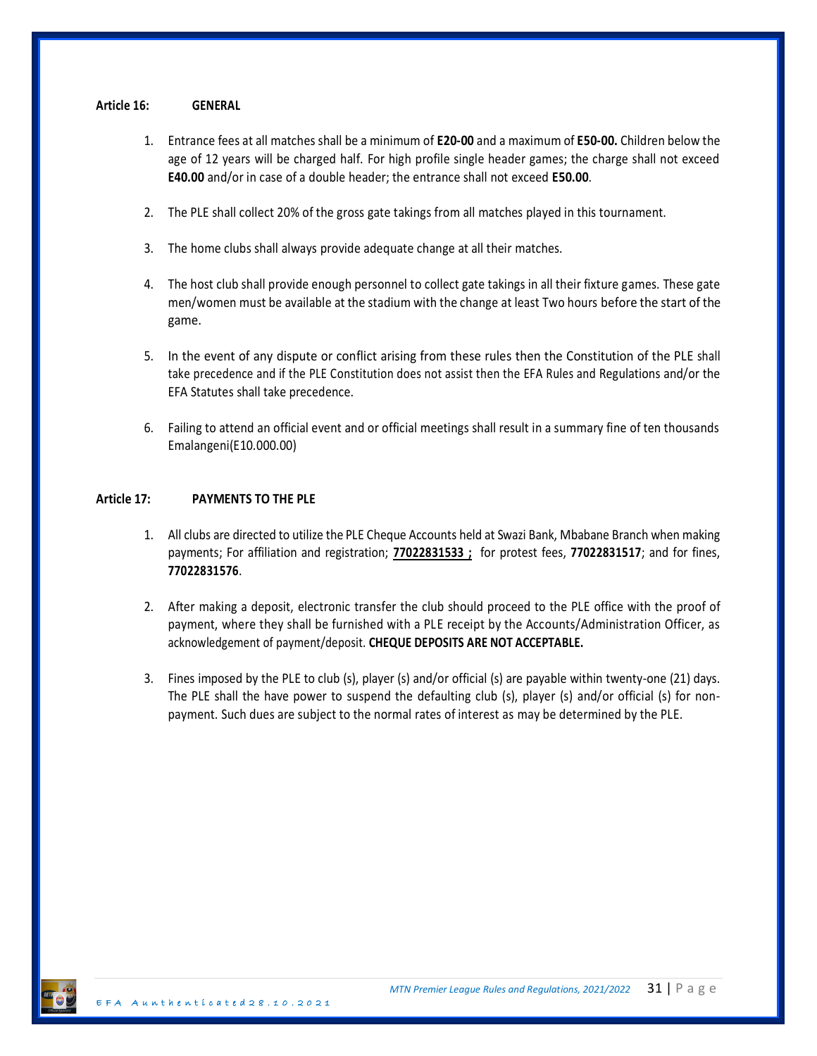**Article 16: GENERAL**

1. Entrance fees at all matches shall be a minimum of **E20-00** and a maximum of **E50-00.** Children below the age of 12 years will be charged half. For high profile single header games; the charge shall not exceed **E40.00** and/or in case of a double header; the entrance shall not exceed **E50.00**.

2. The PLE shall collect 20% of the gross gate takings from all matches played in this tournament.

3. The home clubs shall always provide adequate change at all their matches.

4. The host club shall provide enough personnel to collect gate takings in all their fixture games. These gate men/women must be available at the stadium with the change at least Two hours before the start of the game.

5. In the event of any dispute or conflict arising from these rules then the Constitution of the PLE shall take precedence and if the PLE Constitution does not assist then the EFA Rules and Regulations and/or the EFA Statutes shall take precedence.

6. Failing to attend an official event and or official meetings shall result in a summary fine of ten thousands Emalangeni(E10.000.00)

**Article 17: PAYMENTS TO THE PLE**

1. All clubs are directed to utilize the PLE Cheque Accounts held at Swazi Bank, Mbabane Branch when making payments; For affiliation and registration; **77022831533 ;** for protest fees, **77022831517**; and for fines, **77022831576**.

2. After making a deposit, electronic transfer the club should proceed to the PLE office with the proof of payment, where they shall be furnished with a PLE receipt by the Accounts/Administration Officer, as acknowledgement of payment/deposit. **CHEQUE DEPOSITS ARE NOT ACCEPTABLE.**

3. Fines imposed by the PLE to club (s), player (s) and/or official (s) are payable within twenty-one (21) days. The PLE shall the have power to suspend the defaulting club (s), player (s) and/or official (s) for non-payment. Such dues are subject to the normal rates of interest as may be determined by the PLE.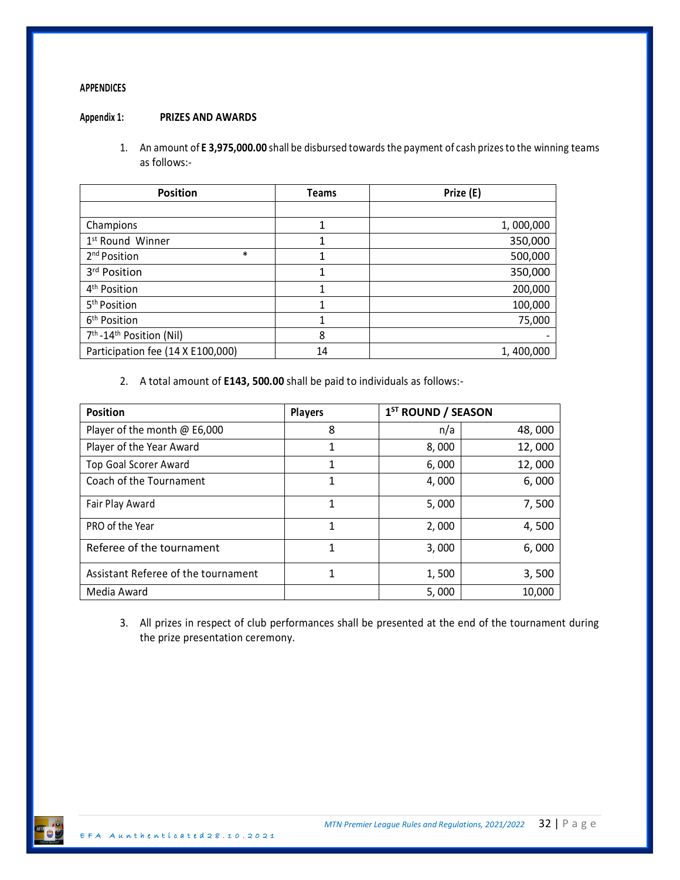**APPENDICES**

**Appendix 1: PRIZES AND AWARDS**

1. An amount of **E 3,975,000.00** shall be disbursed towards the payment of cash prizes to the winning teams as follows:-

| Position | Teams | Prize (E) |
|---|---|---|
| | | |
| Champions | 1 | 1, 000,000 |
| 1st Round Winner | 1 | 350,000 |
| 2nd Position * | 1 | 500,000 |
| 3rd Position | 1 | 350,000 |
| 4th Position | 1 | 200,000 |
| 5th Position | 1 | 100,000 |
| 6th Position | 1 | 75,000 |
| 7th -14th Position (Nil) | 8 | - |
| Participation fee (14 X E100,000) | 14 | 1, 400,000 |

2. A total amount of **E143, 500.00** shall be paid to individuals as follows:-

| Position | Players | 1ST ROUND / SEASON | |
|---|---|---|---|
| Player of the month @ E6,000 | 8 | n/a | 48, 000 |
| Player of the Year Award | 1 | 8, 000 | 12, 000 |
| Top Goal Scorer Award | 1 | 6, 000 | 12, 000 |
| Coach of the Tournament | 1 | 4, 000 | 6, 000 |
| Fair Play Award | 1 | 5, 000 | 7, 500 |
| PRO of the Year | 1 | 2, 000 | 4, 500 |
| Referee of the tournament | 1 | 3, 000 | 6, 000 |
| Assistant Referee of the tournament | 1 | 1, 500 | 3, 500 |
| Media Award | | 5, 000 | 10,000 |

3. All prizes in respect of club performances shall be presented at the end of the tournament during the prize presentation ceremony.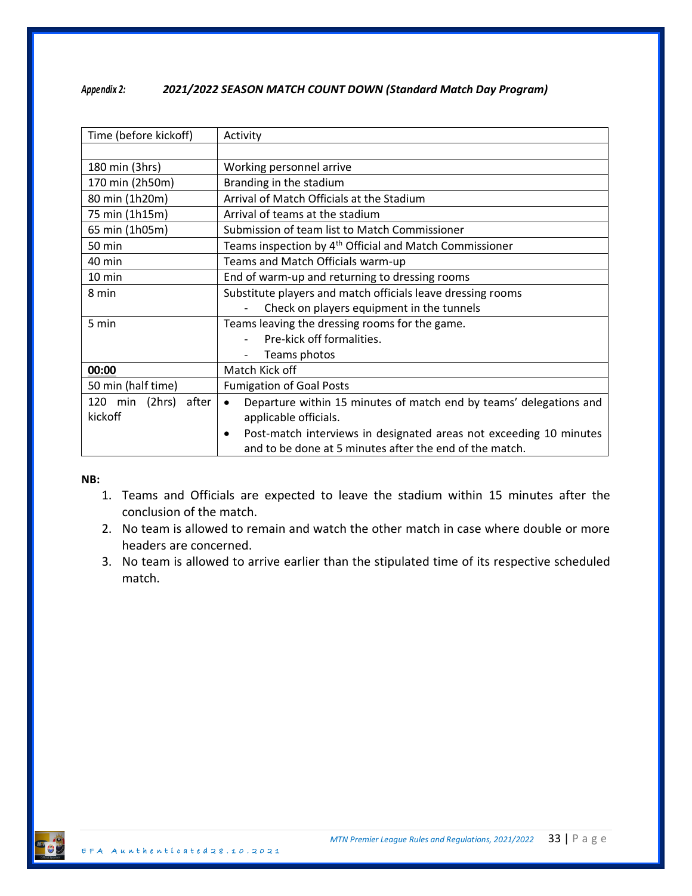### *Appendix 2: 2021/2022 SEASON MATCH COUNT DOWN (Standard Match Day Program)*

| Time (before kickoff) | Activity |
|---|---|
| | |
| 180 min (3hrs) | Working personnel arrive |
| 170 min (2h50m) | Branding in the stadium |
| 80 min (1h20m) | Arrival of Match Officials at the Stadium |
| 75 min (1h15m) | Arrival of teams at the stadium |
| 65 min (1h05m) | Submission of team list to Match Commissioner |
| 50 min | Teams inspection by 4th Official and Match Commissioner |
| 40 min | Teams and Match Officials warm-up |
| 10 min | End of warm-up and returning to dressing rooms |
| 8 min | Substitute players and match officials leave dressing rooms<br>- Check on players equipment in the tunnels |
| 5 min | Teams leaving the dressing rooms for the game.<br>- Pre-kick off formalities.<br>- Teams photos |
| **00:00** | Match Kick off |
| 50 min (half time) | Fumigation of Goal Posts |
| 120 min (2hrs) after kickoff | • Departure within 15 minutes of match end by teams' delegations and applicable officials.<br>• Post-match interviews in designated areas not exceeding 10 minutes and to be done at 5 minutes after the end of the match. |

**NB:**

1. Teams and Officials are expected to leave the stadium within 15 minutes after the conclusion of the match.
2. No team is allowed to remain and watch the other match in case where double or more headers are concerned.
3. No team is allowed to arrive earlier than the stipulated time of its respective scheduled match.